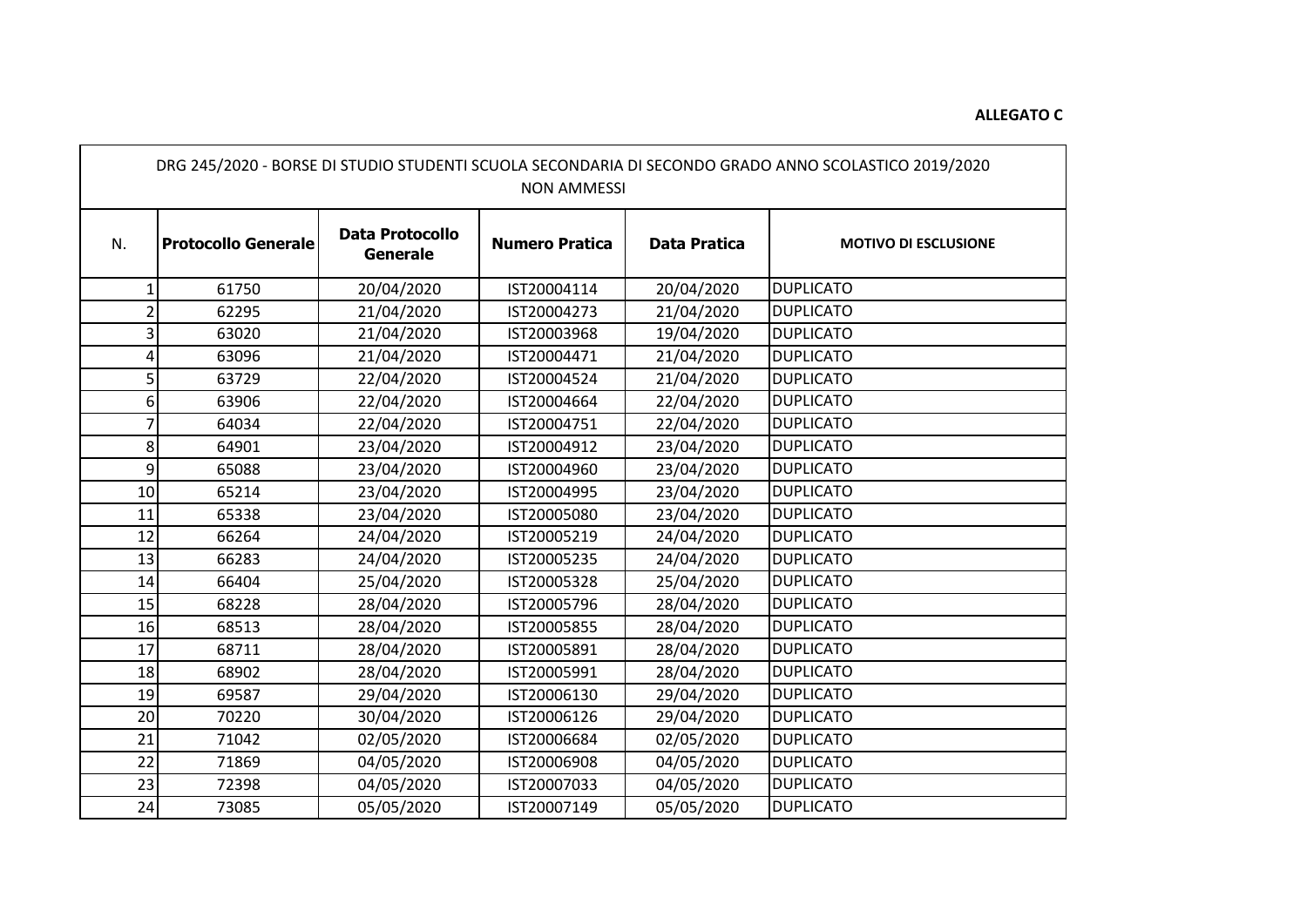**ALLEGATO C**

| DRG 245/2020 - BORSE DI STUDIO STUDENTI SCUOLA SECONDARIA DI SECONDO GRADO ANNO SCOLASTICO 2019/2020 NON AMMESSI | | | | | |
|---|---|---|---|---|---|
| **N.** | **Protocollo Generale** | **Data Protocollo Generale** | **Numero Pratica** | **Data Pratica** | **MOTIVO DI ESCLUSIONE** |
| 1 | 61750 | 20/04/2020 | IST20004114 | 20/04/2020 | DUPLICATO |
| 2 | 62295 | 21/04/2020 | IST20004273 | 21/04/2020 | DUPLICATO |
| 3 | 63020 | 21/04/2020 | IST20003968 | 19/04/2020 | DUPLICATO |
| 4 | 63096 | 21/04/2020 | IST20004471 | 21/04/2020 | DUPLICATO |
| 5 | 63729 | 22/04/2020 | IST20004524 | 21/04/2020 | DUPLICATO |
| 6 | 63906 | 22/04/2020 | IST20004664 | 22/04/2020 | DUPLICATO |
| 7 | 64034 | 22/04/2020 | IST20004751 | 22/04/2020 | DUPLICATO |
| 8 | 64901 | 23/04/2020 | IST20004912 | 23/04/2020 | DUPLICATO |
| 9 | 65088 | 23/04/2020 | IST20004960 | 23/04/2020 | DUPLICATO |
| 10 | 65214 | 23/04/2020 | IST20004995 | 23/04/2020 | DUPLICATO |
| 11 | 65338 | 23/04/2020 | IST20005080 | 23/04/2020 | DUPLICATO |
| 12 | 66264 | 24/04/2020 | IST20005219 | 24/04/2020 | DUPLICATO |
| 13 | 66283 | 24/04/2020 | IST20005235 | 24/04/2020 | DUPLICATO |
| 14 | 66404 | 25/04/2020 | IST20005328 | 25/04/2020 | DUPLICATO |
| 15 | 68228 | 28/04/2020 | IST20005796 | 28/04/2020 | DUPLICATO |
| 16 | 68513 | 28/04/2020 | IST20005855 | 28/04/2020 | DUPLICATO |
| 17 | 68711 | 28/04/2020 | IST20005891 | 28/04/2020 | DUPLICATO |
| 18 | 68902 | 28/04/2020 | IST20005991 | 28/04/2020 | DUPLICATO |
| 19 | 69587 | 29/04/2020 | IST20006130 | 29/04/2020 | DUPLICATO |
| 20 | 70220 | 30/04/2020 | IST20006126 | 29/04/2020 | DUPLICATO |
| 21 | 71042 | 02/05/2020 | IST20006684 | 02/05/2020 | DUPLICATO |
| 22 | 71869 | 04/05/2020 | IST20006908 | 04/05/2020 | DUPLICATO |
| 23 | 72398 | 04/05/2020 | IST20007033 | 04/05/2020 | DUPLICATO |
| 24 | 73085 | 05/05/2020 | IST20007149 | 05/05/2020 | DUPLICATO |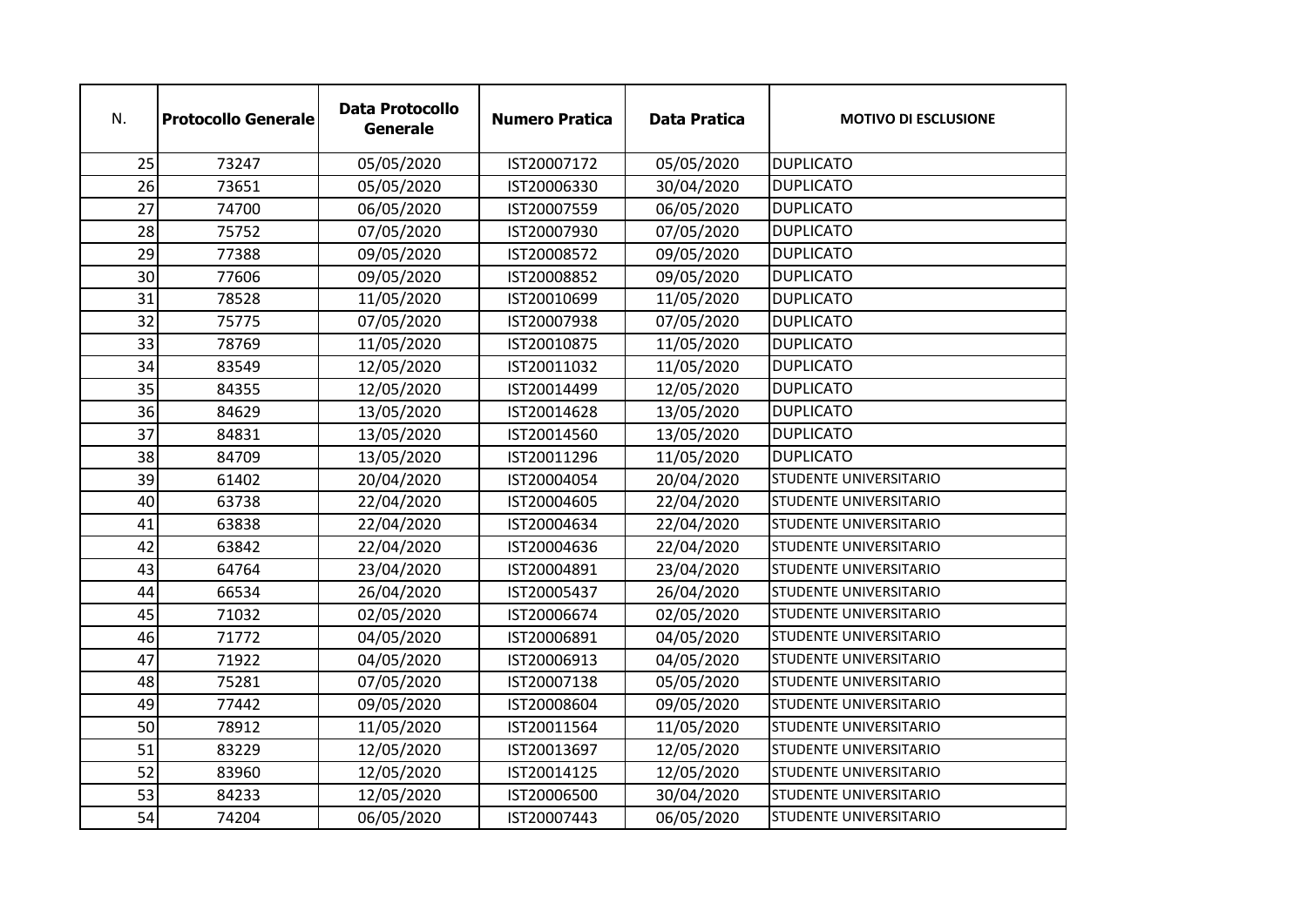| N. | Protocollo Generale | Data Protocollo Generale | Numero Pratica | Data Pratica | MOTIVO DI ESCLUSIONE |
|---|---|---|---|---|---|
| 25 | 73247 | 05/05/2020 | IST20007172 | 05/05/2020 | DUPLICATO |
| 26 | 73651 | 05/05/2020 | IST20006330 | 30/04/2020 | DUPLICATO |
| 27 | 74700 | 06/05/2020 | IST20007559 | 06/05/2020 | DUPLICATO |
| 28 | 75752 | 07/05/2020 | IST20007930 | 07/05/2020 | DUPLICATO |
| 29 | 77388 | 09/05/2020 | IST20008572 | 09/05/2020 | DUPLICATO |
| 30 | 77606 | 09/05/2020 | IST20008852 | 09/05/2020 | DUPLICATO |
| 31 | 78528 | 11/05/2020 | IST20010699 | 11/05/2020 | DUPLICATO |
| 32 | 75775 | 07/05/2020 | IST20007938 | 07/05/2020 | DUPLICATO |
| 33 | 78769 | 11/05/2020 | IST20010875 | 11/05/2020 | DUPLICATO |
| 34 | 83549 | 12/05/2020 | IST20011032 | 11/05/2020 | DUPLICATO |
| 35 | 84355 | 12/05/2020 | IST20014499 | 12/05/2020 | DUPLICATO |
| 36 | 84629 | 13/05/2020 | IST20014628 | 13/05/2020 | DUPLICATO |
| 37 | 84831 | 13/05/2020 | IST20014560 | 13/05/2020 | DUPLICATO |
| 38 | 84709 | 13/05/2020 | IST20011296 | 11/05/2020 | DUPLICATO |
| 39 | 61402 | 20/04/2020 | IST20004054 | 20/04/2020 | STUDENTE UNIVERSITARIO |
| 40 | 63738 | 22/04/2020 | IST20004605 | 22/04/2020 | STUDENTE UNIVERSITARIO |
| 41 | 63838 | 22/04/2020 | IST20004634 | 22/04/2020 | STUDENTE UNIVERSITARIO |
| 42 | 63842 | 22/04/2020 | IST20004636 | 22/04/2020 | STUDENTE UNIVERSITARIO |
| 43 | 64764 | 23/04/2020 | IST20004891 | 23/04/2020 | STUDENTE UNIVERSITARIO |
| 44 | 66534 | 26/04/2020 | IST20005437 | 26/04/2020 | STUDENTE UNIVERSITARIO |
| 45 | 71032 | 02/05/2020 | IST20006674 | 02/05/2020 | STUDENTE UNIVERSITARIO |
| 46 | 71772 | 04/05/2020 | IST20006891 | 04/05/2020 | STUDENTE UNIVERSITARIO |
| 47 | 71922 | 04/05/2020 | IST20006913 | 04/05/2020 | STUDENTE UNIVERSITARIO |
| 48 | 75281 | 07/05/2020 | IST20007138 | 05/05/2020 | STUDENTE UNIVERSITARIO |
| 49 | 77442 | 09/05/2020 | IST20008604 | 09/05/2020 | STUDENTE UNIVERSITARIO |
| 50 | 78912 | 11/05/2020 | IST20011564 | 11/05/2020 | STUDENTE UNIVERSITARIO |
| 51 | 83229 | 12/05/2020 | IST20013697 | 12/05/2020 | STUDENTE UNIVERSITARIO |
| 52 | 83960 | 12/05/2020 | IST20014125 | 12/05/2020 | STUDENTE UNIVERSITARIO |
| 53 | 84233 | 12/05/2020 | IST20006500 | 30/04/2020 | STUDENTE UNIVERSITARIO |
| 54 | 74204 | 06/05/2020 | IST20007443 | 06/05/2020 | STUDENTE UNIVERSITARIO |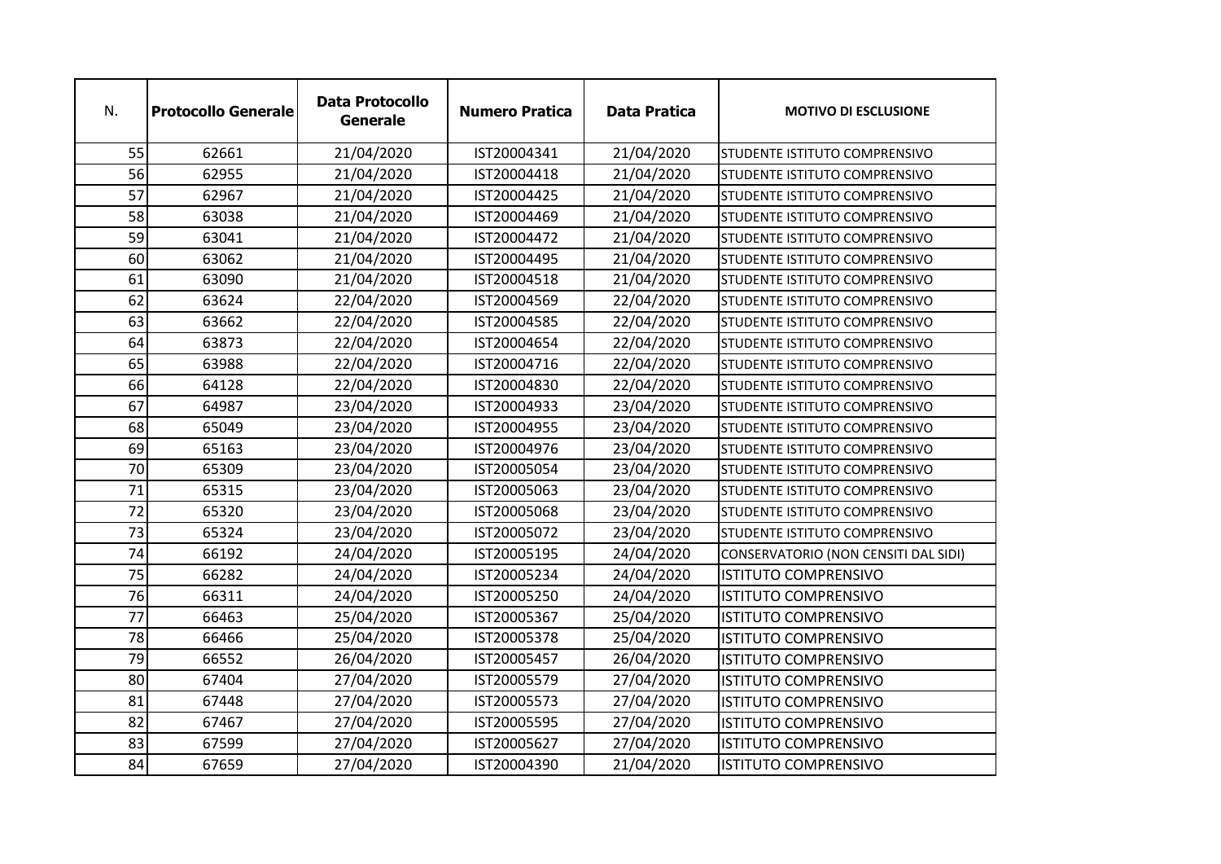| N. | Protocollo Generale | Data Protocollo Generale | Numero Pratica | Data Pratica | MOTIVO DI ESCLUSIONE |
|---|---|---|---|---|---|
| 55 | 62661 | 21/04/2020 | IST20004341 | 21/04/2020 | STUDENTE ISTITUTO COMPRENSIVO |
| 56 | 62955 | 21/04/2020 | IST20004418 | 21/04/2020 | STUDENTE ISTITUTO COMPRENSIVO |
| 57 | 62967 | 21/04/2020 | IST20004425 | 21/04/2020 | STUDENTE ISTITUTO COMPRENSIVO |
| 58 | 63038 | 21/04/2020 | IST20004469 | 21/04/2020 | STUDENTE ISTITUTO COMPRENSIVO |
| 59 | 63041 | 21/04/2020 | IST20004472 | 21/04/2020 | STUDENTE ISTITUTO COMPRENSIVO |
| 60 | 63062 | 21/04/2020 | IST20004495 | 21/04/2020 | STUDENTE ISTITUTO COMPRENSIVO |
| 61 | 63090 | 21/04/2020 | IST20004518 | 21/04/2020 | STUDENTE ISTITUTO COMPRENSIVO |
| 62 | 63624 | 22/04/2020 | IST20004569 | 22/04/2020 | STUDENTE ISTITUTO COMPRENSIVO |
| 63 | 63662 | 22/04/2020 | IST20004585 | 22/04/2020 | STUDENTE ISTITUTO COMPRENSIVO |
| 64 | 63873 | 22/04/2020 | IST20004654 | 22/04/2020 | STUDENTE ISTITUTO COMPRENSIVO |
| 65 | 63988 | 22/04/2020 | IST20004716 | 22/04/2020 | STUDENTE ISTITUTO COMPRENSIVO |
| 66 | 64128 | 22/04/2020 | IST20004830 | 22/04/2020 | STUDENTE ISTITUTO COMPRENSIVO |
| 67 | 64987 | 23/04/2020 | IST20004933 | 23/04/2020 | STUDENTE ISTITUTO COMPRENSIVO |
| 68 | 65049 | 23/04/2020 | IST20004955 | 23/04/2020 | STUDENTE ISTITUTO COMPRENSIVO |
| 69 | 65163 | 23/04/2020 | IST20004976 | 23/04/2020 | STUDENTE ISTITUTO COMPRENSIVO |
| 70 | 65309 | 23/04/2020 | IST20005054 | 23/04/2020 | STUDENTE ISTITUTO COMPRENSIVO |
| 71 | 65315 | 23/04/2020 | IST20005063 | 23/04/2020 | STUDENTE ISTITUTO COMPRENSIVO |
| 72 | 65320 | 23/04/2020 | IST20005068 | 23/04/2020 | STUDENTE ISTITUTO COMPRENSIVO |
| 73 | 65324 | 23/04/2020 | IST20005072 | 23/04/2020 | STUDENTE ISTITUTO COMPRENSIVO |
| 74 | 66192 | 24/04/2020 | IST20005195 | 24/04/2020 | CONSERVATORIO (NON CENSITI DAL SIDI) |
| 75 | 66282 | 24/04/2020 | IST20005234 | 24/04/2020 | ISTITUTO COMPRENSIVO |
| 76 | 66311 | 24/04/2020 | IST20005250 | 24/04/2020 | ISTITUTO COMPRENSIVO |
| 77 | 66463 | 25/04/2020 | IST20005367 | 25/04/2020 | ISTITUTO COMPRENSIVO |
| 78 | 66466 | 25/04/2020 | IST20005378 | 25/04/2020 | ISTITUTO COMPRENSIVO |
| 79 | 66552 | 26/04/2020 | IST20005457 | 26/04/2020 | ISTITUTO COMPRENSIVO |
| 80 | 67404 | 27/04/2020 | IST20005579 | 27/04/2020 | ISTITUTO COMPRENSIVO |
| 81 | 67448 | 27/04/2020 | IST20005573 | 27/04/2020 | ISTITUTO COMPRENSIVO |
| 82 | 67467 | 27/04/2020 | IST20005595 | 27/04/2020 | ISTITUTO COMPRENSIVO |
| 83 | 67599 | 27/04/2020 | IST20005627 | 27/04/2020 | ISTITUTO COMPRENSIVO |
| 84 | 67659 | 27/04/2020 | IST20004390 | 21/04/2020 | ISTITUTO COMPRENSIVO |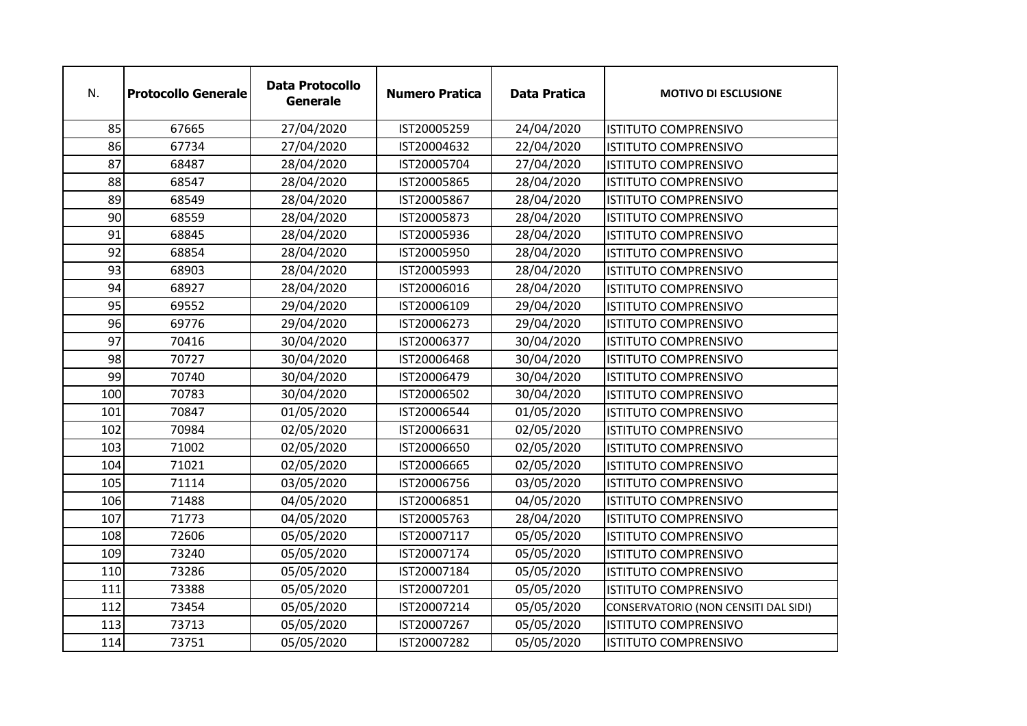| N. | Protocollo Generale | Data Protocollo Generale | Numero Pratica | Data Pratica | MOTIVO DI ESCLUSIONE |
|---|---|---|---|---|---|
| 85 | 67665 | 27/04/2020 | IST20005259 | 24/04/2020 | ISTITUTO COMPRENSIVO |
| 86 | 67734 | 27/04/2020 | IST20004632 | 22/04/2020 | ISTITUTO COMPRENSIVO |
| 87 | 68487 | 28/04/2020 | IST20005704 | 27/04/2020 | ISTITUTO COMPRENSIVO |
| 88 | 68547 | 28/04/2020 | IST20005865 | 28/04/2020 | ISTITUTO COMPRENSIVO |
| 89 | 68549 | 28/04/2020 | IST20005867 | 28/04/2020 | ISTITUTO COMPRENSIVO |
| 90 | 68559 | 28/04/2020 | IST20005873 | 28/04/2020 | ISTITUTO COMPRENSIVO |
| 91 | 68845 | 28/04/2020 | IST20005936 | 28/04/2020 | ISTITUTO COMPRENSIVO |
| 92 | 68854 | 28/04/2020 | IST20005950 | 28/04/2020 | ISTITUTO COMPRENSIVO |
| 93 | 68903 | 28/04/2020 | IST20005993 | 28/04/2020 | ISTITUTO COMPRENSIVO |
| 94 | 68927 | 28/04/2020 | IST20006016 | 28/04/2020 | ISTITUTO COMPRENSIVO |
| 95 | 69552 | 29/04/2020 | IST20006109 | 29/04/2020 | ISTITUTO COMPRENSIVO |
| 96 | 69776 | 29/04/2020 | IST20006273 | 29/04/2020 | ISTITUTO COMPRENSIVO |
| 97 | 70416 | 30/04/2020 | IST20006377 | 30/04/2020 | ISTITUTO COMPRENSIVO |
| 98 | 70727 | 30/04/2020 | IST20006468 | 30/04/2020 | ISTITUTO COMPRENSIVO |
| 99 | 70740 | 30/04/2020 | IST20006479 | 30/04/2020 | ISTITUTO COMPRENSIVO |
| 100 | 70783 | 30/04/2020 | IST20006502 | 30/04/2020 | ISTITUTO COMPRENSIVO |
| 101 | 70847 | 01/05/2020 | IST20006544 | 01/05/2020 | ISTITUTO COMPRENSIVO |
| 102 | 70984 | 02/05/2020 | IST20006631 | 02/05/2020 | ISTITUTO COMPRENSIVO |
| 103 | 71002 | 02/05/2020 | IST20006650 | 02/05/2020 | ISTITUTO COMPRENSIVO |
| 104 | 71021 | 02/05/2020 | IST20006665 | 02/05/2020 | ISTITUTO COMPRENSIVO |
| 105 | 71114 | 03/05/2020 | IST20006756 | 03/05/2020 | ISTITUTO COMPRENSIVO |
| 106 | 71488 | 04/05/2020 | IST20006851 | 04/05/2020 | ISTITUTO COMPRENSIVO |
| 107 | 71773 | 04/05/2020 | IST20005763 | 28/04/2020 | ISTITUTO COMPRENSIVO |
| 108 | 72606 | 05/05/2020 | IST20007117 | 05/05/2020 | ISTITUTO COMPRENSIVO |
| 109 | 73240 | 05/05/2020 | IST20007174 | 05/05/2020 | ISTITUTO COMPRENSIVO |
| 110 | 73286 | 05/05/2020 | IST20007184 | 05/05/2020 | ISTITUTO COMPRENSIVO |
| 111 | 73388 | 05/05/2020 | IST20007201 | 05/05/2020 | ISTITUTO COMPRENSIVO |
| 112 | 73454 | 05/05/2020 | IST20007214 | 05/05/2020 | CONSERVATORIO (NON CENSITI DAL SIDI) |
| 113 | 73713 | 05/05/2020 | IST20007267 | 05/05/2020 | ISTITUTO COMPRENSIVO |
| 114 | 73751 | 05/05/2020 | IST20007282 | 05/05/2020 | ISTITUTO COMPRENSIVO |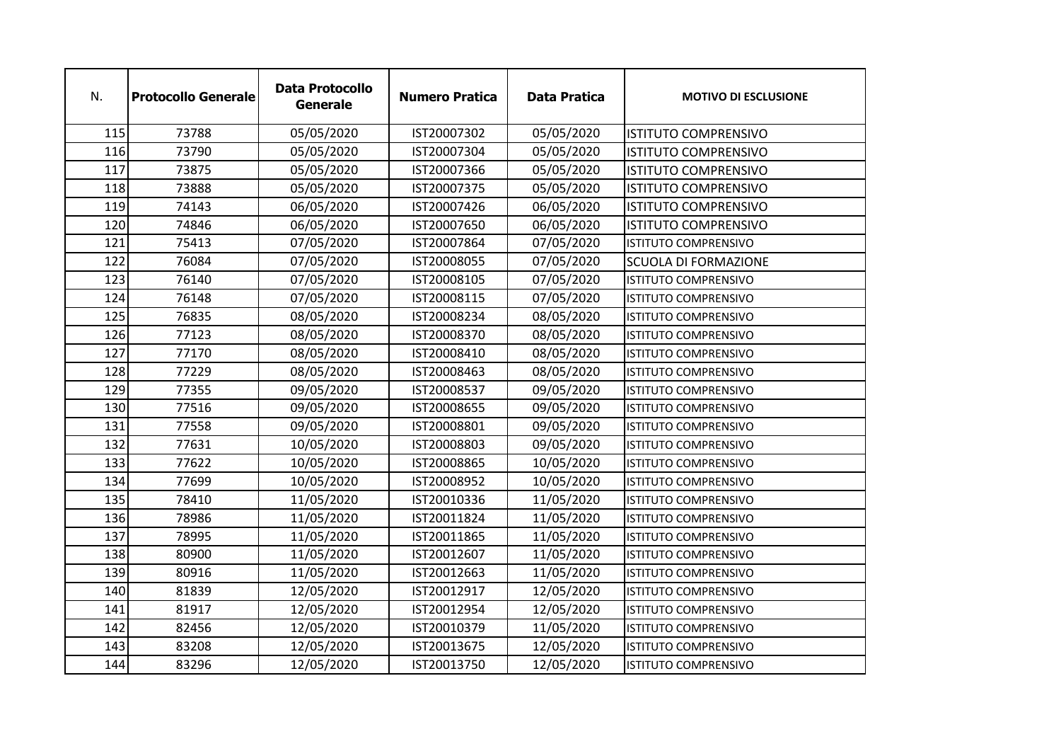| N. | Protocollo Generale | Data Protocollo Generale | Numero Pratica | Data Pratica | MOTIVO DI ESCLUSIONE |
| --- | --- | --- | --- | --- | --- |
| 115 | 73788 | 05/05/2020 | IST20007302 | 05/05/2020 | ISTITUTO COMPRENSIVO |
| 116 | 73790 | 05/05/2020 | IST20007304 | 05/05/2020 | ISTITUTO COMPRENSIVO |
| 117 | 73875 | 05/05/2020 | IST20007366 | 05/05/2020 | ISTITUTO COMPRENSIVO |
| 118 | 73888 | 05/05/2020 | IST20007375 | 05/05/2020 | ISTITUTO COMPRENSIVO |
| 119 | 74143 | 06/05/2020 | IST20007426 | 06/05/2020 | ISTITUTO COMPRENSIVO |
| 120 | 74846 | 06/05/2020 | IST20007650 | 06/05/2020 | ISTITUTO COMPRENSIVO |
| 121 | 75413 | 07/05/2020 | IST20007864 | 07/05/2020 | ISTITUTO COMPRENSIVO |
| 122 | 76084 | 07/05/2020 | IST20008055 | 07/05/2020 | SCUOLA DI FORMAZIONE |
| 123 | 76140 | 07/05/2020 | IST20008105 | 07/05/2020 | ISTITUTO COMPRENSIVO |
| 124 | 76148 | 07/05/2020 | IST20008115 | 07/05/2020 | ISTITUTO COMPRENSIVO |
| 125 | 76835 | 08/05/2020 | IST20008234 | 08/05/2020 | ISTITUTO COMPRENSIVO |
| 126 | 77123 | 08/05/2020 | IST20008370 | 08/05/2020 | ISTITUTO COMPRENSIVO |
| 127 | 77170 | 08/05/2020 | IST20008410 | 08/05/2020 | ISTITUTO COMPRENSIVO |
| 128 | 77229 | 08/05/2020 | IST20008463 | 08/05/2020 | ISTITUTO COMPRENSIVO |
| 129 | 77355 | 09/05/2020 | IST20008537 | 09/05/2020 | ISTITUTO COMPRENSIVO |
| 130 | 77516 | 09/05/2020 | IST20008655 | 09/05/2020 | ISTITUTO COMPRENSIVO |
| 131 | 77558 | 09/05/2020 | IST20008801 | 09/05/2020 | ISTITUTO COMPRENSIVO |
| 132 | 77631 | 10/05/2020 | IST20008803 | 09/05/2020 | ISTITUTO COMPRENSIVO |
| 133 | 77622 | 10/05/2020 | IST20008865 | 10/05/2020 | ISTITUTO COMPRENSIVO |
| 134 | 77699 | 10/05/2020 | IST20008952 | 10/05/2020 | ISTITUTO COMPRENSIVO |
| 135 | 78410 | 11/05/2020 | IST20010336 | 11/05/2020 | ISTITUTO COMPRENSIVO |
| 136 | 78986 | 11/05/2020 | IST20011824 | 11/05/2020 | ISTITUTO COMPRENSIVO |
| 137 | 78995 | 11/05/2020 | IST20011865 | 11/05/2020 | ISTITUTO COMPRENSIVO |
| 138 | 80900 | 11/05/2020 | IST20012607 | 11/05/2020 | ISTITUTO COMPRENSIVO |
| 139 | 80916 | 11/05/2020 | IST20012663 | 11/05/2020 | ISTITUTO COMPRENSIVO |
| 140 | 81839 | 12/05/2020 | IST20012917 | 12/05/2020 | ISTITUTO COMPRENSIVO |
| 141 | 81917 | 12/05/2020 | IST20012954 | 12/05/2020 | ISTITUTO COMPRENSIVO |
| 142 | 82456 | 12/05/2020 | IST20010379 | 11/05/2020 | ISTITUTO COMPRENSIVO |
| 143 | 83208 | 12/05/2020 | IST20013675 | 12/05/2020 | ISTITUTO COMPRENSIVO |
| 144 | 83296 | 12/05/2020 | IST20013750 | 12/05/2020 | ISTITUTO COMPRENSIVO |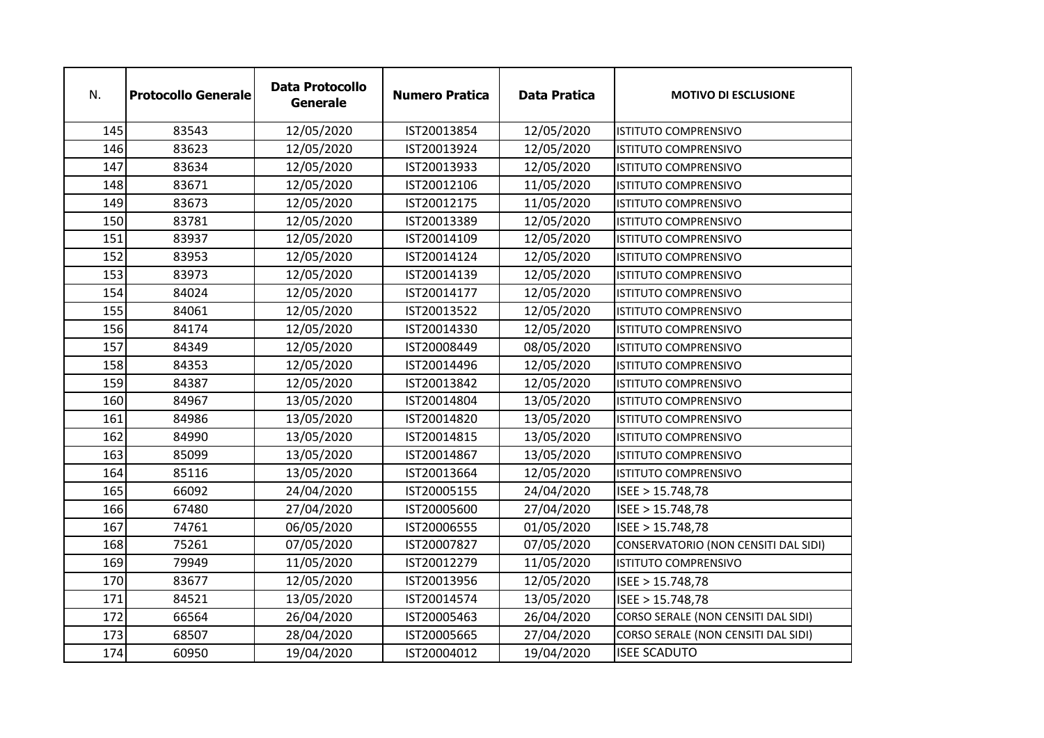| N. | Protocollo Generale | Data Protocollo Generale | Numero Pratica | Data Pratica | MOTIVO DI ESCLUSIONE |
|---|---|---|---|---|---|
| 145 | 83543 | 12/05/2020 | IST20013854 | 12/05/2020 | ISTITUTO COMPRENSIVO |
| 146 | 83623 | 12/05/2020 | IST20013924 | 12/05/2020 | ISTITUTO COMPRENSIVO |
| 147 | 83634 | 12/05/2020 | IST20013933 | 12/05/2020 | ISTITUTO COMPRENSIVO |
| 148 | 83671 | 12/05/2020 | IST20012106 | 11/05/2020 | ISTITUTO COMPRENSIVO |
| 149 | 83673 | 12/05/2020 | IST20012175 | 11/05/2020 | ISTITUTO COMPRENSIVO |
| 150 | 83781 | 12/05/2020 | IST20013389 | 12/05/2020 | ISTITUTO COMPRENSIVO |
| 151 | 83937 | 12/05/2020 | IST20014109 | 12/05/2020 | ISTITUTO COMPRENSIVO |
| 152 | 83953 | 12/05/2020 | IST20014124 | 12/05/2020 | ISTITUTO COMPRENSIVO |
| 153 | 83973 | 12/05/2020 | IST20014139 | 12/05/2020 | ISTITUTO COMPRENSIVO |
| 154 | 84024 | 12/05/2020 | IST20014177 | 12/05/2020 | ISTITUTO COMPRENSIVO |
| 155 | 84061 | 12/05/2020 | IST20013522 | 12/05/2020 | ISTITUTO COMPRENSIVO |
| 156 | 84174 | 12/05/2020 | IST20014330 | 12/05/2020 | ISTITUTO COMPRENSIVO |
| 157 | 84349 | 12/05/2020 | IST20008449 | 08/05/2020 | ISTITUTO COMPRENSIVO |
| 158 | 84353 | 12/05/2020 | IST20014496 | 12/05/2020 | ISTITUTO COMPRENSIVO |
| 159 | 84387 | 12/05/2020 | IST20013842 | 12/05/2020 | ISTITUTO COMPRENSIVO |
| 160 | 84967 | 13/05/2020 | IST20014804 | 13/05/2020 | ISTITUTO COMPRENSIVO |
| 161 | 84986 | 13/05/2020 | IST20014820 | 13/05/2020 | ISTITUTO COMPRENSIVO |
| 162 | 84990 | 13/05/2020 | IST20014815 | 13/05/2020 | ISTITUTO COMPRENSIVO |
| 163 | 85099 | 13/05/2020 | IST20014867 | 13/05/2020 | ISTITUTO COMPRENSIVO |
| 164 | 85116 | 13/05/2020 | IST20013664 | 12/05/2020 | ISTITUTO COMPRENSIVO |
| 165 | 66092 | 24/04/2020 | IST20005155 | 24/04/2020 | ISEE > 15.748,78 |
| 166 | 67480 | 27/04/2020 | IST20005600 | 27/04/2020 | ISEE > 15.748,78 |
| 167 | 74761 | 06/05/2020 | IST20006555 | 01/05/2020 | ISEE > 15.748,78 |
| 168 | 75261 | 07/05/2020 | IST20007827 | 07/05/2020 | CONSERVATORIO (NON CENSITI DAL SIDI) |
| 169 | 79949 | 11/05/2020 | IST20012279 | 11/05/2020 | ISTITUTO COMPRENSIVO |
| 170 | 83677 | 12/05/2020 | IST20013956 | 12/05/2020 | ISEE > 15.748,78 |
| 171 | 84521 | 13/05/2020 | IST20014574 | 13/05/2020 | ISEE > 15.748,78 |
| 172 | 66564 | 26/04/2020 | IST20005463 | 26/04/2020 | CORSO SERALE (NON CENSITI DAL SIDI) |
| 173 | 68507 | 28/04/2020 | IST20005665 | 27/04/2020 | CORSO SERALE (NON CENSITI DAL SIDI) |
| 174 | 60950 | 19/04/2020 | IST20004012 | 19/04/2020 | ISEE SCADUTO |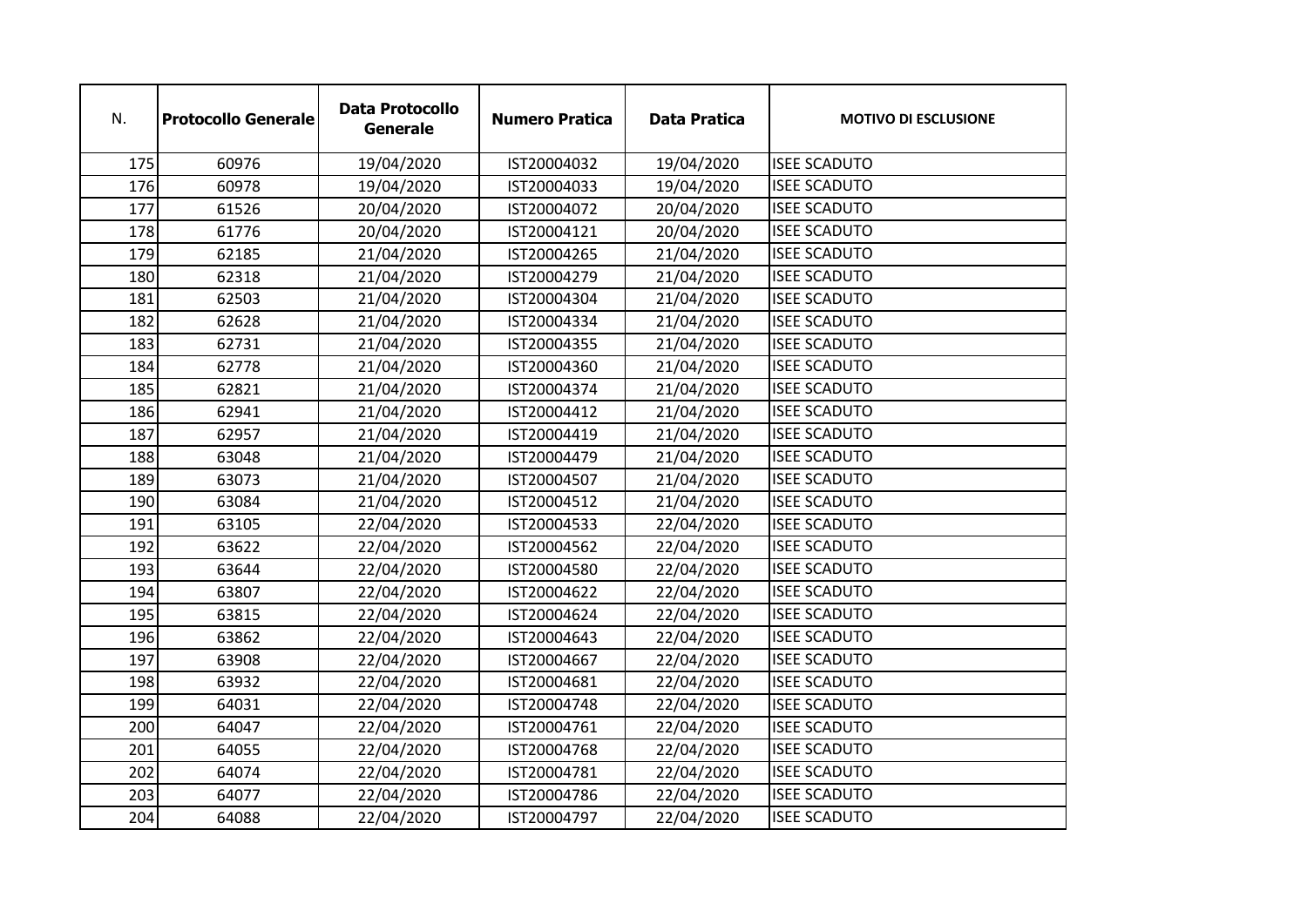| N. | Protocollo Generale | Data Protocollo Generale | Numero Pratica | Data Pratica | MOTIVO DI ESCLUSIONE |
|---|---|---|---|---|---|
| 175 | 60976 | 19/04/2020 | IST20004032 | 19/04/2020 | ISEE SCADUTO |
| 176 | 60978 | 19/04/2020 | IST20004033 | 19/04/2020 | ISEE SCADUTO |
| 177 | 61526 | 20/04/2020 | IST20004072 | 20/04/2020 | ISEE SCADUTO |
| 178 | 61776 | 20/04/2020 | IST20004121 | 20/04/2020 | ISEE SCADUTO |
| 179 | 62185 | 21/04/2020 | IST20004265 | 21/04/2020 | ISEE SCADUTO |
| 180 | 62318 | 21/04/2020 | IST20004279 | 21/04/2020 | ISEE SCADUTO |
| 181 | 62503 | 21/04/2020 | IST20004304 | 21/04/2020 | ISEE SCADUTO |
| 182 | 62628 | 21/04/2020 | IST20004334 | 21/04/2020 | ISEE SCADUTO |
| 183 | 62731 | 21/04/2020 | IST20004355 | 21/04/2020 | ISEE SCADUTO |
| 184 | 62778 | 21/04/2020 | IST20004360 | 21/04/2020 | ISEE SCADUTO |
| 185 | 62821 | 21/04/2020 | IST20004374 | 21/04/2020 | ISEE SCADUTO |
| 186 | 62941 | 21/04/2020 | IST20004412 | 21/04/2020 | ISEE SCADUTO |
| 187 | 62957 | 21/04/2020 | IST20004419 | 21/04/2020 | ISEE SCADUTO |
| 188 | 63048 | 21/04/2020 | IST20004479 | 21/04/2020 | ISEE SCADUTO |
| 189 | 63073 | 21/04/2020 | IST20004507 | 21/04/2020 | ISEE SCADUTO |
| 190 | 63084 | 21/04/2020 | IST20004512 | 21/04/2020 | ISEE SCADUTO |
| 191 | 63105 | 22/04/2020 | IST20004533 | 22/04/2020 | ISEE SCADUTO |
| 192 | 63622 | 22/04/2020 | IST20004562 | 22/04/2020 | ISEE SCADUTO |
| 193 | 63644 | 22/04/2020 | IST20004580 | 22/04/2020 | ISEE SCADUTO |
| 194 | 63807 | 22/04/2020 | IST20004622 | 22/04/2020 | ISEE SCADUTO |
| 195 | 63815 | 22/04/2020 | IST20004624 | 22/04/2020 | ISEE SCADUTO |
| 196 | 63862 | 22/04/2020 | IST20004643 | 22/04/2020 | ISEE SCADUTO |
| 197 | 63908 | 22/04/2020 | IST20004667 | 22/04/2020 | ISEE SCADUTO |
| 198 | 63932 | 22/04/2020 | IST20004681 | 22/04/2020 | ISEE SCADUTO |
| 199 | 64031 | 22/04/2020 | IST20004748 | 22/04/2020 | ISEE SCADUTO |
| 200 | 64047 | 22/04/2020 | IST20004761 | 22/04/2020 | ISEE SCADUTO |
| 201 | 64055 | 22/04/2020 | IST20004768 | 22/04/2020 | ISEE SCADUTO |
| 202 | 64074 | 22/04/2020 | IST20004781 | 22/04/2020 | ISEE SCADUTO |
| 203 | 64077 | 22/04/2020 | IST20004786 | 22/04/2020 | ISEE SCADUTO |
| 204 | 64088 | 22/04/2020 | IST20004797 | 22/04/2020 | ISEE SCADUTO |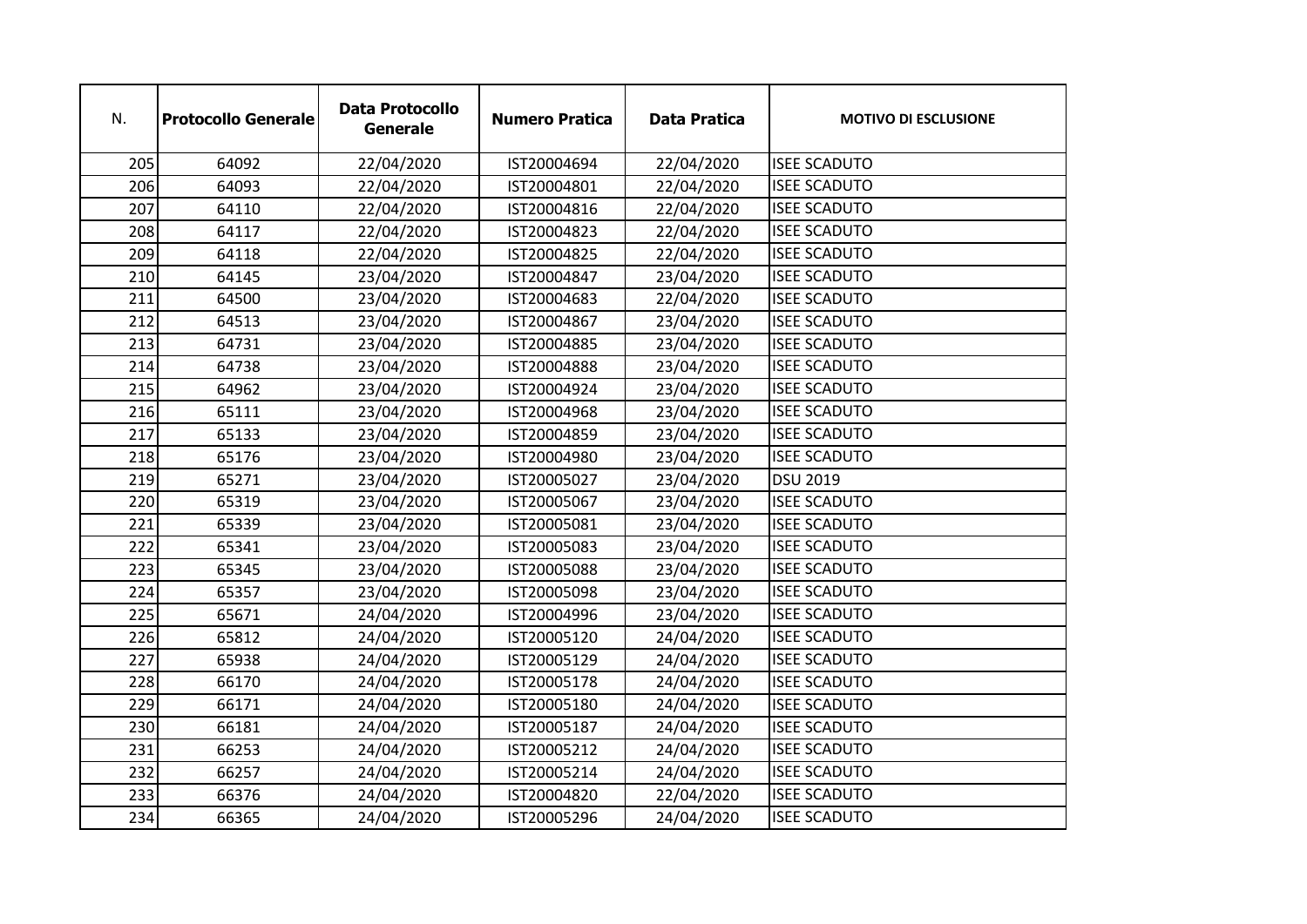| N. | Protocollo Generale | Data Protocollo Generale | Numero Pratica | Data Pratica | MOTIVO DI ESCLUSIONE |
|---|---|---|---|---|---|
| 205 | 64092 | 22/04/2020 | IST20004694 | 22/04/2020 | ISEE SCADUTO |
| 206 | 64093 | 22/04/2020 | IST20004801 | 22/04/2020 | ISEE SCADUTO |
| 207 | 64110 | 22/04/2020 | IST20004816 | 22/04/2020 | ISEE SCADUTO |
| 208 | 64117 | 22/04/2020 | IST20004823 | 22/04/2020 | ISEE SCADUTO |
| 209 | 64118 | 22/04/2020 | IST20004825 | 22/04/2020 | ISEE SCADUTO |
| 210 | 64145 | 23/04/2020 | IST20004847 | 23/04/2020 | ISEE SCADUTO |
| 211 | 64500 | 23/04/2020 | IST20004683 | 22/04/2020 | ISEE SCADUTO |
| 212 | 64513 | 23/04/2020 | IST20004867 | 23/04/2020 | ISEE SCADUTO |
| 213 | 64731 | 23/04/2020 | IST20004885 | 23/04/2020 | ISEE SCADUTO |
| 214 | 64738 | 23/04/2020 | IST20004888 | 23/04/2020 | ISEE SCADUTO |
| 215 | 64962 | 23/04/2020 | IST20004924 | 23/04/2020 | ISEE SCADUTO |
| 216 | 65111 | 23/04/2020 | IST20004968 | 23/04/2020 | ISEE SCADUTO |
| 217 | 65133 | 23/04/2020 | IST20004859 | 23/04/2020 | ISEE SCADUTO |
| 218 | 65176 | 23/04/2020 | IST20004980 | 23/04/2020 | ISEE SCADUTO |
| 219 | 65271 | 23/04/2020 | IST20005027 | 23/04/2020 | DSU 2019 |
| 220 | 65319 | 23/04/2020 | IST20005067 | 23/04/2020 | ISEE SCADUTO |
| 221 | 65339 | 23/04/2020 | IST20005081 | 23/04/2020 | ISEE SCADUTO |
| 222 | 65341 | 23/04/2020 | IST20005083 | 23/04/2020 | ISEE SCADUTO |
| 223 | 65345 | 23/04/2020 | IST20005088 | 23/04/2020 | ISEE SCADUTO |
| 224 | 65357 | 23/04/2020 | IST20005098 | 23/04/2020 | ISEE SCADUTO |
| 225 | 65671 | 24/04/2020 | IST20004996 | 23/04/2020 | ISEE SCADUTO |
| 226 | 65812 | 24/04/2020 | IST20005120 | 24/04/2020 | ISEE SCADUTO |
| 227 | 65938 | 24/04/2020 | IST20005129 | 24/04/2020 | ISEE SCADUTO |
| 228 | 66170 | 24/04/2020 | IST20005178 | 24/04/2020 | ISEE SCADUTO |
| 229 | 66171 | 24/04/2020 | IST20005180 | 24/04/2020 | ISEE SCADUTO |
| 230 | 66181 | 24/04/2020 | IST20005187 | 24/04/2020 | ISEE SCADUTO |
| 231 | 66253 | 24/04/2020 | IST20005212 | 24/04/2020 | ISEE SCADUTO |
| 232 | 66257 | 24/04/2020 | IST20005214 | 24/04/2020 | ISEE SCADUTO |
| 233 | 66376 | 24/04/2020 | IST20004820 | 22/04/2020 | ISEE SCADUTO |
| 234 | 66365 | 24/04/2020 | IST20005296 | 24/04/2020 | ISEE SCADUTO |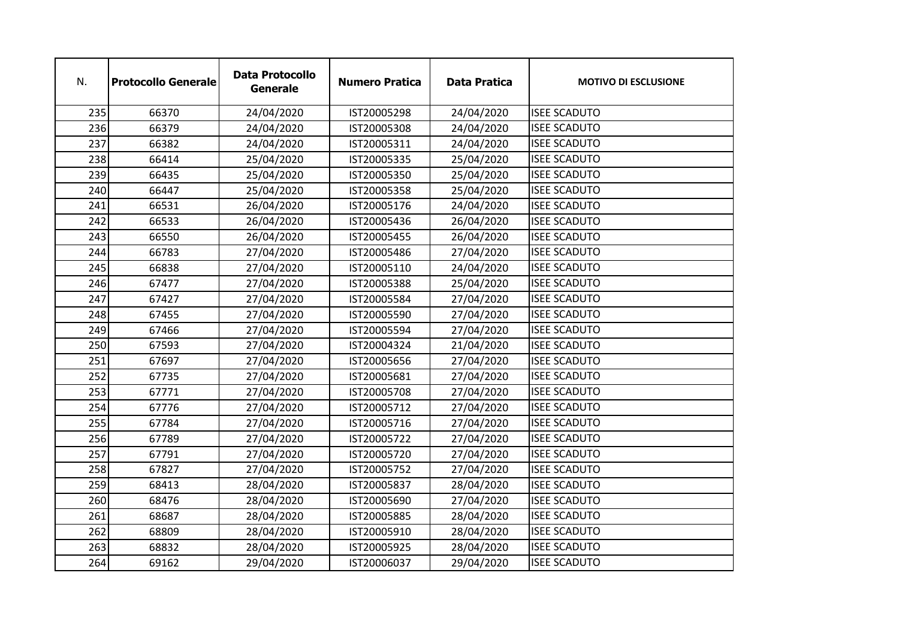| N. | Protocollo Generale | Data Protocollo Generale | Numero Pratica | Data Pratica | MOTIVO DI ESCLUSIONE |
|---|---|---|---|---|---|
| 235 | 66370 | 24/04/2020 | IST20005298 | 24/04/2020 | ISEE SCADUTO |
| 236 | 66379 | 24/04/2020 | IST20005308 | 24/04/2020 | ISEE SCADUTO |
| 237 | 66382 | 24/04/2020 | IST20005311 | 24/04/2020 | ISEE SCADUTO |
| 238 | 66414 | 25/04/2020 | IST20005335 | 25/04/2020 | ISEE SCADUTO |
| 239 | 66435 | 25/04/2020 | IST20005350 | 25/04/2020 | ISEE SCADUTO |
| 240 | 66447 | 25/04/2020 | IST20005358 | 25/04/2020 | ISEE SCADUTO |
| 241 | 66531 | 26/04/2020 | IST20005176 | 24/04/2020 | ISEE SCADUTO |
| 242 | 66533 | 26/04/2020 | IST20005436 | 26/04/2020 | ISEE SCADUTO |
| 243 | 66550 | 26/04/2020 | IST20005455 | 26/04/2020 | ISEE SCADUTO |
| 244 | 66783 | 27/04/2020 | IST20005486 | 27/04/2020 | ISEE SCADUTO |
| 245 | 66838 | 27/04/2020 | IST20005110 | 24/04/2020 | ISEE SCADUTO |
| 246 | 67477 | 27/04/2020 | IST20005388 | 25/04/2020 | ISEE SCADUTO |
| 247 | 67427 | 27/04/2020 | IST20005584 | 27/04/2020 | ISEE SCADUTO |
| 248 | 67455 | 27/04/2020 | IST20005590 | 27/04/2020 | ISEE SCADUTO |
| 249 | 67466 | 27/04/2020 | IST20005594 | 27/04/2020 | ISEE SCADUTO |
| 250 | 67593 | 27/04/2020 | IST20004324 | 21/04/2020 | ISEE SCADUTO |
| 251 | 67697 | 27/04/2020 | IST20005656 | 27/04/2020 | ISEE SCADUTO |
| 252 | 67735 | 27/04/2020 | IST20005681 | 27/04/2020 | ISEE SCADUTO |
| 253 | 67771 | 27/04/2020 | IST20005708 | 27/04/2020 | ISEE SCADUTO |
| 254 | 67776 | 27/04/2020 | IST20005712 | 27/04/2020 | ISEE SCADUTO |
| 255 | 67784 | 27/04/2020 | IST20005716 | 27/04/2020 | ISEE SCADUTO |
| 256 | 67789 | 27/04/2020 | IST20005722 | 27/04/2020 | ISEE SCADUTO |
| 257 | 67791 | 27/04/2020 | IST20005720 | 27/04/2020 | ISEE SCADUTO |
| 258 | 67827 | 27/04/2020 | IST20005752 | 27/04/2020 | ISEE SCADUTO |
| 259 | 68413 | 28/04/2020 | IST20005837 | 28/04/2020 | ISEE SCADUTO |
| 260 | 68476 | 28/04/2020 | IST20005690 | 27/04/2020 | ISEE SCADUTO |
| 261 | 68687 | 28/04/2020 | IST20005885 | 28/04/2020 | ISEE SCADUTO |
| 262 | 68809 | 28/04/2020 | IST20005910 | 28/04/2020 | ISEE SCADUTO |
| 263 | 68832 | 28/04/2020 | IST20005925 | 28/04/2020 | ISEE SCADUTO |
| 264 | 69162 | 29/04/2020 | IST20006037 | 29/04/2020 | ISEE SCADUTO |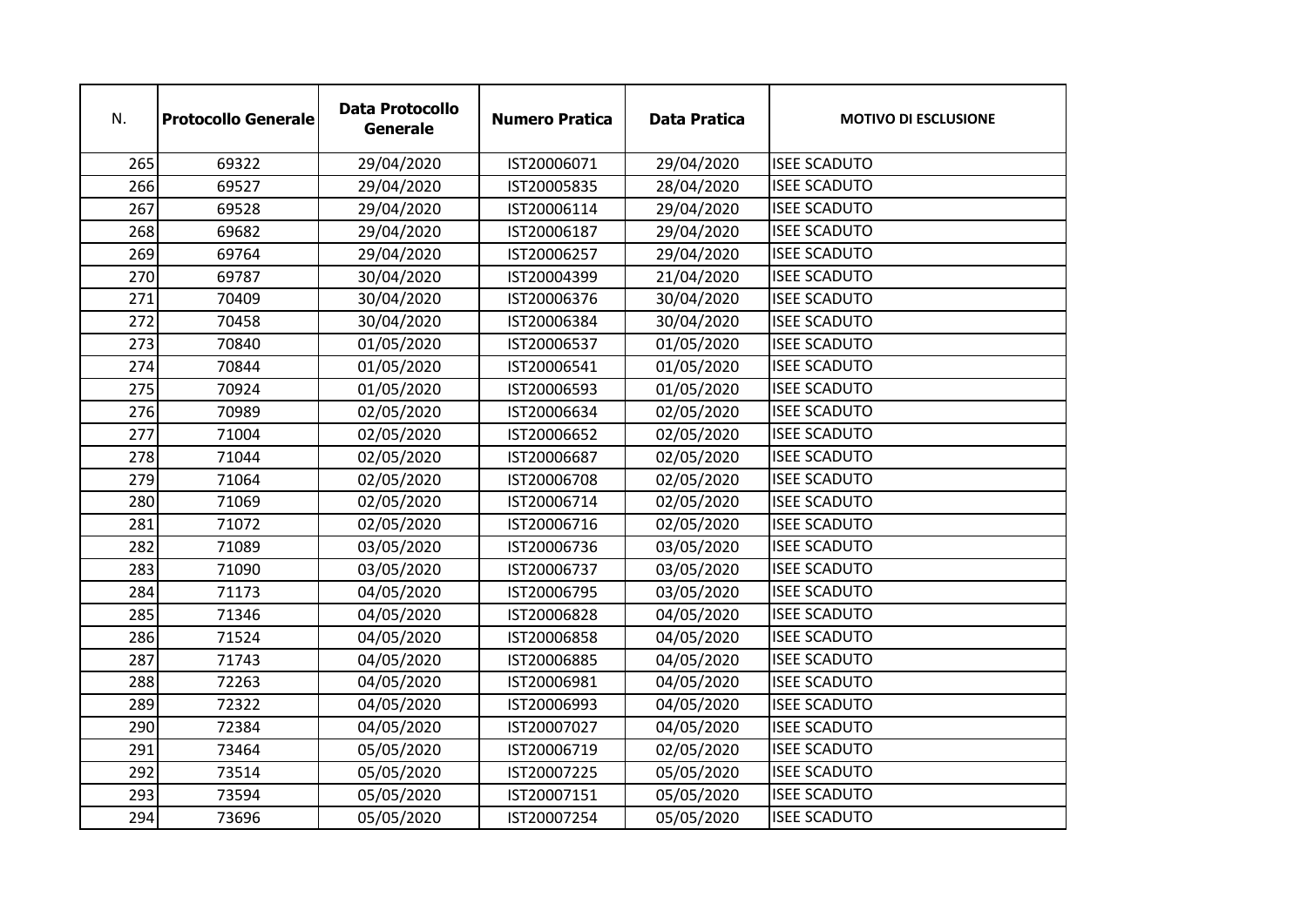| N. | Protocollo Generale | Data Protocollo Generale | Numero Pratica | Data Pratica | MOTIVO DI ESCLUSIONE |
|---|---|---|---|---|---|
| 265 | 69322 | 29/04/2020 | IST20006071 | 29/04/2020 | ISEE SCADUTO |
| 266 | 69527 | 29/04/2020 | IST20005835 | 28/04/2020 | ISEE SCADUTO |
| 267 | 69528 | 29/04/2020 | IST20006114 | 29/04/2020 | ISEE SCADUTO |
| 268 | 69682 | 29/04/2020 | IST20006187 | 29/04/2020 | ISEE SCADUTO |
| 269 | 69764 | 29/04/2020 | IST20006257 | 29/04/2020 | ISEE SCADUTO |
| 270 | 69787 | 30/04/2020 | IST20004399 | 21/04/2020 | ISEE SCADUTO |
| 271 | 70409 | 30/04/2020 | IST20006376 | 30/04/2020 | ISEE SCADUTO |
| 272 | 70458 | 30/04/2020 | IST20006384 | 30/04/2020 | ISEE SCADUTO |
| 273 | 70840 | 01/05/2020 | IST20006537 | 01/05/2020 | ISEE SCADUTO |
| 274 | 70844 | 01/05/2020 | IST20006541 | 01/05/2020 | ISEE SCADUTO |
| 275 | 70924 | 01/05/2020 | IST20006593 | 01/05/2020 | ISEE SCADUTO |
| 276 | 70989 | 02/05/2020 | IST20006634 | 02/05/2020 | ISEE SCADUTO |
| 277 | 71004 | 02/05/2020 | IST20006652 | 02/05/2020 | ISEE SCADUTO |
| 278 | 71044 | 02/05/2020 | IST20006687 | 02/05/2020 | ISEE SCADUTO |
| 279 | 71064 | 02/05/2020 | IST20006708 | 02/05/2020 | ISEE SCADUTO |
| 280 | 71069 | 02/05/2020 | IST20006714 | 02/05/2020 | ISEE SCADUTO |
| 281 | 71072 | 02/05/2020 | IST20006716 | 02/05/2020 | ISEE SCADUTO |
| 282 | 71089 | 03/05/2020 | IST20006736 | 03/05/2020 | ISEE SCADUTO |
| 283 | 71090 | 03/05/2020 | IST20006737 | 03/05/2020 | ISEE SCADUTO |
| 284 | 71173 | 04/05/2020 | IST20006795 | 03/05/2020 | ISEE SCADUTO |
| 285 | 71346 | 04/05/2020 | IST20006828 | 04/05/2020 | ISEE SCADUTO |
| 286 | 71524 | 04/05/2020 | IST20006858 | 04/05/2020 | ISEE SCADUTO |
| 287 | 71743 | 04/05/2020 | IST20006885 | 04/05/2020 | ISEE SCADUTO |
| 288 | 72263 | 04/05/2020 | IST20006981 | 04/05/2020 | ISEE SCADUTO |
| 289 | 72322 | 04/05/2020 | IST20006993 | 04/05/2020 | ISEE SCADUTO |
| 290 | 72384 | 04/05/2020 | IST20007027 | 04/05/2020 | ISEE SCADUTO |
| 291 | 73464 | 05/05/2020 | IST20006719 | 02/05/2020 | ISEE SCADUTO |
| 292 | 73514 | 05/05/2020 | IST20007225 | 05/05/2020 | ISEE SCADUTO |
| 293 | 73594 | 05/05/2020 | IST20007151 | 05/05/2020 | ISEE SCADUTO |
| 294 | 73696 | 05/05/2020 | IST20007254 | 05/05/2020 | ISEE SCADUTO |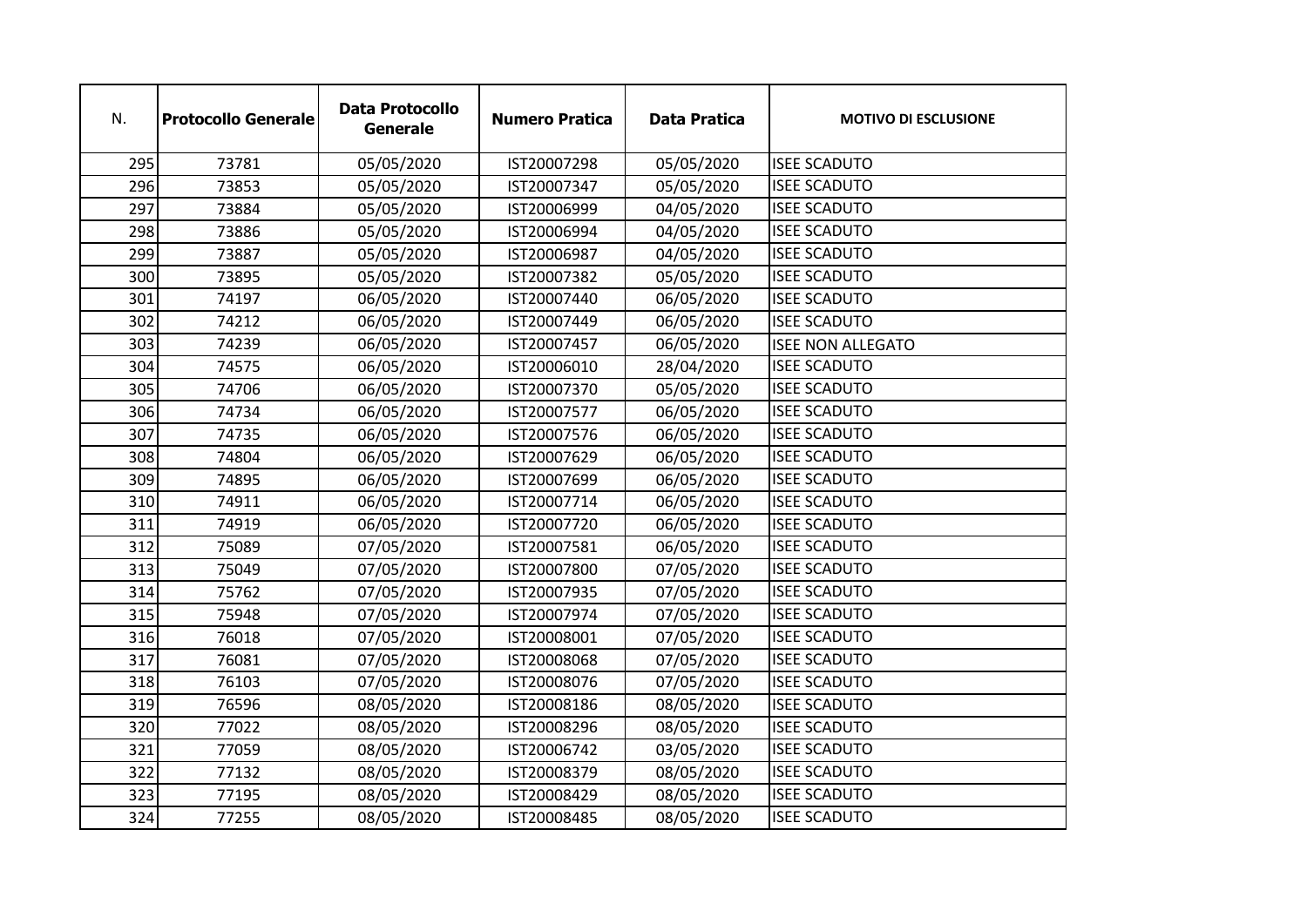| N. | Protocollo Generale | Data Protocollo Generale | Numero Pratica | Data Pratica | MOTIVO DI ESCLUSIONE |
|---|---|---|---|---|---|
| 295 | 73781 | 05/05/2020 | IST20007298 | 05/05/2020 | ISEE SCADUTO |
| 296 | 73853 | 05/05/2020 | IST20007347 | 05/05/2020 | ISEE SCADUTO |
| 297 | 73884 | 05/05/2020 | IST20006999 | 04/05/2020 | ISEE SCADUTO |
| 298 | 73886 | 05/05/2020 | IST20006994 | 04/05/2020 | ISEE SCADUTO |
| 299 | 73887 | 05/05/2020 | IST20006987 | 04/05/2020 | ISEE SCADUTO |
| 300 | 73895 | 05/05/2020 | IST20007382 | 05/05/2020 | ISEE SCADUTO |
| 301 | 74197 | 06/05/2020 | IST20007440 | 06/05/2020 | ISEE SCADUTO |
| 302 | 74212 | 06/05/2020 | IST20007449 | 06/05/2020 | ISEE SCADUTO |
| 303 | 74239 | 06/05/2020 | IST20007457 | 06/05/2020 | ISEE NON ALLEGATO |
| 304 | 74575 | 06/05/2020 | IST20006010 | 28/04/2020 | ISEE SCADUTO |
| 305 | 74706 | 06/05/2020 | IST20007370 | 05/05/2020 | ISEE SCADUTO |
| 306 | 74734 | 06/05/2020 | IST20007577 | 06/05/2020 | ISEE SCADUTO |
| 307 | 74735 | 06/05/2020 | IST20007576 | 06/05/2020 | ISEE SCADUTO |
| 308 | 74804 | 06/05/2020 | IST20007629 | 06/05/2020 | ISEE SCADUTO |
| 309 | 74895 | 06/05/2020 | IST20007699 | 06/05/2020 | ISEE SCADUTO |
| 310 | 74911 | 06/05/2020 | IST20007714 | 06/05/2020 | ISEE SCADUTO |
| 311 | 74919 | 06/05/2020 | IST20007720 | 06/05/2020 | ISEE SCADUTO |
| 312 | 75089 | 07/05/2020 | IST20007581 | 06/05/2020 | ISEE SCADUTO |
| 313 | 75049 | 07/05/2020 | IST20007800 | 07/05/2020 | ISEE SCADUTO |
| 314 | 75762 | 07/05/2020 | IST20007935 | 07/05/2020 | ISEE SCADUTO |
| 315 | 75948 | 07/05/2020 | IST20007974 | 07/05/2020 | ISEE SCADUTO |
| 316 | 76018 | 07/05/2020 | IST20008001 | 07/05/2020 | ISEE SCADUTO |
| 317 | 76081 | 07/05/2020 | IST20008068 | 07/05/2020 | ISEE SCADUTO |
| 318 | 76103 | 07/05/2020 | IST20008076 | 07/05/2020 | ISEE SCADUTO |
| 319 | 76596 | 08/05/2020 | IST20008186 | 08/05/2020 | ISEE SCADUTO |
| 320 | 77022 | 08/05/2020 | IST20008296 | 08/05/2020 | ISEE SCADUTO |
| 321 | 77059 | 08/05/2020 | IST20006742 | 03/05/2020 | ISEE SCADUTO |
| 322 | 77132 | 08/05/2020 | IST20008379 | 08/05/2020 | ISEE SCADUTO |
| 323 | 77195 | 08/05/2020 | IST20008429 | 08/05/2020 | ISEE SCADUTO |
| 324 | 77255 | 08/05/2020 | IST20008485 | 08/05/2020 | ISEE SCADUTO |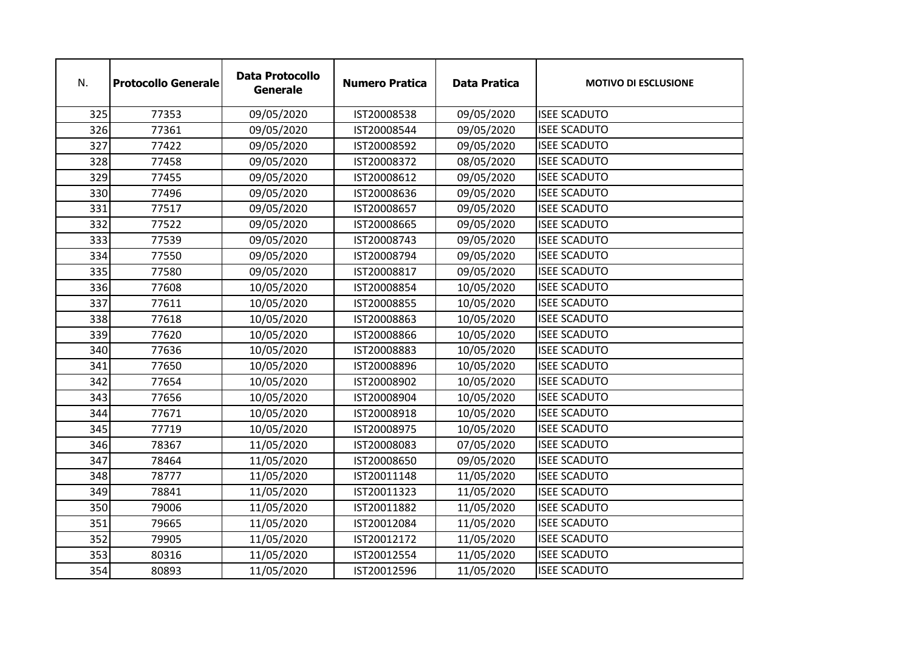| N. | Protocollo Generale | Data Protocollo Generale | Numero Pratica | Data Pratica | MOTIVO DI ESCLUSIONE |
|---|---|---|---|---|---|
| 325 | 77353 | 09/05/2020 | IST20008538 | 09/05/2020 | ISEE SCADUTO |
| 326 | 77361 | 09/05/2020 | IST20008544 | 09/05/2020 | ISEE SCADUTO |
| 327 | 77422 | 09/05/2020 | IST20008592 | 09/05/2020 | ISEE SCADUTO |
| 328 | 77458 | 09/05/2020 | IST20008372 | 08/05/2020 | ISEE SCADUTO |
| 329 | 77455 | 09/05/2020 | IST20008612 | 09/05/2020 | ISEE SCADUTO |
| 330 | 77496 | 09/05/2020 | IST20008636 | 09/05/2020 | ISEE SCADUTO |
| 331 | 77517 | 09/05/2020 | IST20008657 | 09/05/2020 | ISEE SCADUTO |
| 332 | 77522 | 09/05/2020 | IST20008665 | 09/05/2020 | ISEE SCADUTO |
| 333 | 77539 | 09/05/2020 | IST20008743 | 09/05/2020 | ISEE SCADUTO |
| 334 | 77550 | 09/05/2020 | IST20008794 | 09/05/2020 | ISEE SCADUTO |
| 335 | 77580 | 09/05/2020 | IST20008817 | 09/05/2020 | ISEE SCADUTO |
| 336 | 77608 | 10/05/2020 | IST20008854 | 10/05/2020 | ISEE SCADUTO |
| 337 | 77611 | 10/05/2020 | IST20008855 | 10/05/2020 | ISEE SCADUTO |
| 338 | 77618 | 10/05/2020 | IST20008863 | 10/05/2020 | ISEE SCADUTO |
| 339 | 77620 | 10/05/2020 | IST20008866 | 10/05/2020 | ISEE SCADUTO |
| 340 | 77636 | 10/05/2020 | IST20008883 | 10/05/2020 | ISEE SCADUTO |
| 341 | 77650 | 10/05/2020 | IST20008896 | 10/05/2020 | ISEE SCADUTO |
| 342 | 77654 | 10/05/2020 | IST20008902 | 10/05/2020 | ISEE SCADUTO |
| 343 | 77656 | 10/05/2020 | IST20008904 | 10/05/2020 | ISEE SCADUTO |
| 344 | 77671 | 10/05/2020 | IST20008918 | 10/05/2020 | ISEE SCADUTO |
| 345 | 77719 | 10/05/2020 | IST20008975 | 10/05/2020 | ISEE SCADUTO |
| 346 | 78367 | 11/05/2020 | IST20008083 | 07/05/2020 | ISEE SCADUTO |
| 347 | 78464 | 11/05/2020 | IST20008650 | 09/05/2020 | ISEE SCADUTO |
| 348 | 78777 | 11/05/2020 | IST20011148 | 11/05/2020 | ISEE SCADUTO |
| 349 | 78841 | 11/05/2020 | IST20011323 | 11/05/2020 | ISEE SCADUTO |
| 350 | 79006 | 11/05/2020 | IST20011882 | 11/05/2020 | ISEE SCADUTO |
| 351 | 79665 | 11/05/2020 | IST20012084 | 11/05/2020 | ISEE SCADUTO |
| 352 | 79905 | 11/05/2020 | IST20012172 | 11/05/2020 | ISEE SCADUTO |
| 353 | 80316 | 11/05/2020 | IST20012554 | 11/05/2020 | ISEE SCADUTO |
| 354 | 80893 | 11/05/2020 | IST20012596 | 11/05/2020 | ISEE SCADUTO |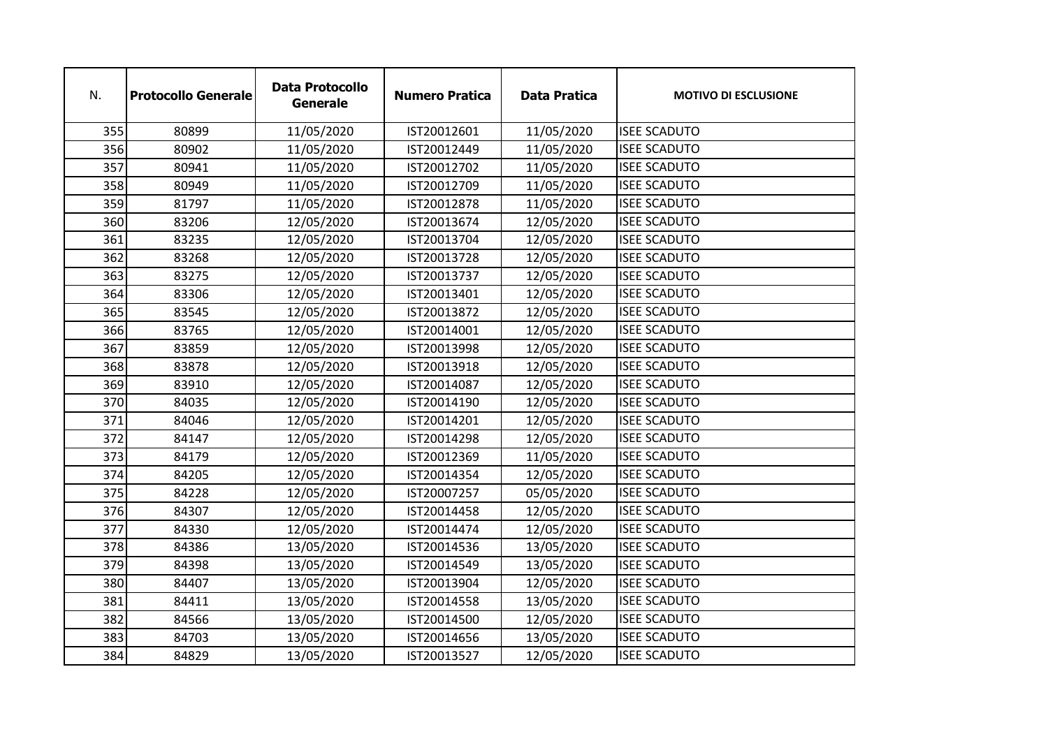| N. | Protocollo Generale | Data Protocollo Generale | Numero Pratica | Data Pratica | MOTIVO DI ESCLUSIONE |
|---|---|---|---|---|---|
| 355 | 80899 | 11/05/2020 | IST20012601 | 11/05/2020 | ISEE SCADUTO |
| 356 | 80902 | 11/05/2020 | IST20012449 | 11/05/2020 | ISEE SCADUTO |
| 357 | 80941 | 11/05/2020 | IST20012702 | 11/05/2020 | ISEE SCADUTO |
| 358 | 80949 | 11/05/2020 | IST20012709 | 11/05/2020 | ISEE SCADUTO |
| 359 | 81797 | 11/05/2020 | IST20012878 | 11/05/2020 | ISEE SCADUTO |
| 360 | 83206 | 12/05/2020 | IST20013674 | 12/05/2020 | ISEE SCADUTO |
| 361 | 83235 | 12/05/2020 | IST20013704 | 12/05/2020 | ISEE SCADUTO |
| 362 | 83268 | 12/05/2020 | IST20013728 | 12/05/2020 | ISEE SCADUTO |
| 363 | 83275 | 12/05/2020 | IST20013737 | 12/05/2020 | ISEE SCADUTO |
| 364 | 83306 | 12/05/2020 | IST20013401 | 12/05/2020 | ISEE SCADUTO |
| 365 | 83545 | 12/05/2020 | IST20013872 | 12/05/2020 | ISEE SCADUTO |
| 366 | 83765 | 12/05/2020 | IST20014001 | 12/05/2020 | ISEE SCADUTO |
| 367 | 83859 | 12/05/2020 | IST20013998 | 12/05/2020 | ISEE SCADUTO |
| 368 | 83878 | 12/05/2020 | IST20013918 | 12/05/2020 | ISEE SCADUTO |
| 369 | 83910 | 12/05/2020 | IST20014087 | 12/05/2020 | ISEE SCADUTO |
| 370 | 84035 | 12/05/2020 | IST20014190 | 12/05/2020 | ISEE SCADUTO |
| 371 | 84046 | 12/05/2020 | IST20014201 | 12/05/2020 | ISEE SCADUTO |
| 372 | 84147 | 12/05/2020 | IST20014298 | 12/05/2020 | ISEE SCADUTO |
| 373 | 84179 | 12/05/2020 | IST20012369 | 11/05/2020 | ISEE SCADUTO |
| 374 | 84205 | 12/05/2020 | IST20014354 | 12/05/2020 | ISEE SCADUTO |
| 375 | 84228 | 12/05/2020 | IST20007257 | 05/05/2020 | ISEE SCADUTO |
| 376 | 84307 | 12/05/2020 | IST20014458 | 12/05/2020 | ISEE SCADUTO |
| 377 | 84330 | 12/05/2020 | IST20014474 | 12/05/2020 | ISEE SCADUTO |
| 378 | 84386 | 13/05/2020 | IST20014536 | 13/05/2020 | ISEE SCADUTO |
| 379 | 84398 | 13/05/2020 | IST20014549 | 13/05/2020 | ISEE SCADUTO |
| 380 | 84407 | 13/05/2020 | IST20013904 | 12/05/2020 | ISEE SCADUTO |
| 381 | 84411 | 13/05/2020 | IST20014558 | 13/05/2020 | ISEE SCADUTO |
| 382 | 84566 | 13/05/2020 | IST20014500 | 12/05/2020 | ISEE SCADUTO |
| 383 | 84703 | 13/05/2020 | IST20014656 | 13/05/2020 | ISEE SCADUTO |
| 384 | 84829 | 13/05/2020 | IST20013527 | 12/05/2020 | ISEE SCADUTO |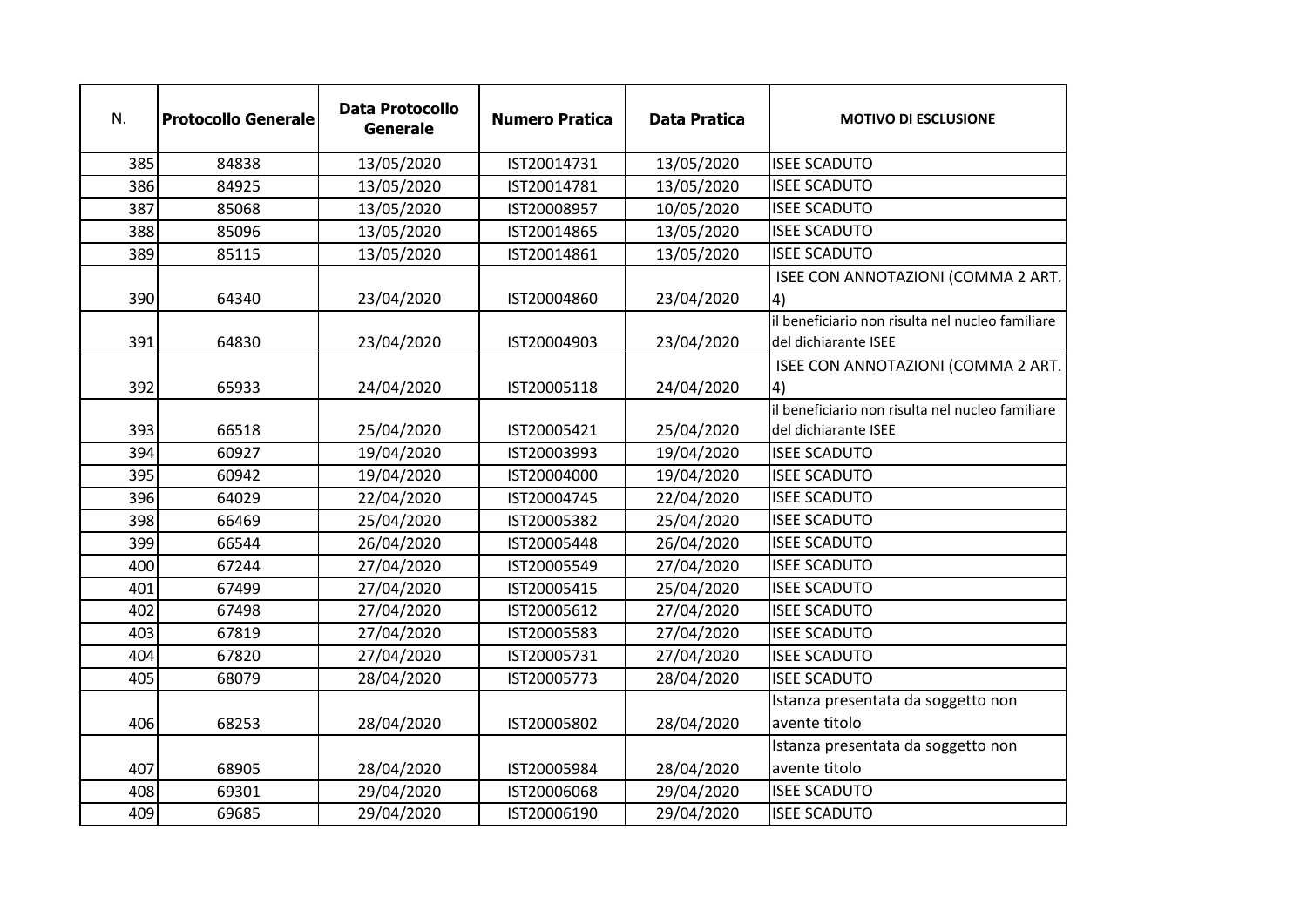| N. | Protocollo Generale | Data Protocollo Generale | Numero Pratica | Data Pratica | MOTIVO DI ESCLUSIONE |
|---|---|---|---|---|---|
| 385 | 84838 | 13/05/2020 | IST20014731 | 13/05/2020 | ISEE SCADUTO |
| 386 | 84925 | 13/05/2020 | IST20014781 | 13/05/2020 | ISEE SCADUTO |
| 387 | 85068 | 13/05/2020 | IST20008957 | 10/05/2020 | ISEE SCADUTO |
| 388 | 85096 | 13/05/2020 | IST20014865 | 13/05/2020 | ISEE SCADUTO |
| 389 | 85115 | 13/05/2020 | IST20014861 | 13/05/2020 | ISEE SCADUTO |
| 390 | 64340 | 23/04/2020 | IST20004860 | 23/04/2020 | ISEE CON ANNOTAZIONI (COMMA 2 ART. 4) |
| 391 | 64830 | 23/04/2020 | IST20004903 | 23/04/2020 | il beneficiario non risulta nel nucleo familiare del dichiarante ISEE |
| 392 | 65933 | 24/04/2020 | IST20005118 | 24/04/2020 | ISEE CON ANNOTAZIONI (COMMA 2 ART. 4) |
| 393 | 66518 | 25/04/2020 | IST20005421 | 25/04/2020 | il beneficiario non risulta nel nucleo familiare del dichiarante ISEE |
| 394 | 60927 | 19/04/2020 | IST20003993 | 19/04/2020 | ISEE SCADUTO |
| 395 | 60942 | 19/04/2020 | IST20004000 | 19/04/2020 | ISEE SCADUTO |
| 396 | 64029 | 22/04/2020 | IST20004745 | 22/04/2020 | ISEE SCADUTO |
| 398 | 66469 | 25/04/2020 | IST20005382 | 25/04/2020 | ISEE SCADUTO |
| 399 | 66544 | 26/04/2020 | IST20005448 | 26/04/2020 | ISEE SCADUTO |
| 400 | 67244 | 27/04/2020 | IST20005549 | 27/04/2020 | ISEE SCADUTO |
| 401 | 67499 | 27/04/2020 | IST20005415 | 25/04/2020 | ISEE SCADUTO |
| 402 | 67498 | 27/04/2020 | IST20005612 | 27/04/2020 | ISEE SCADUTO |
| 403 | 67819 | 27/04/2020 | IST20005583 | 27/04/2020 | ISEE SCADUTO |
| 404 | 67820 | 27/04/2020 | IST20005731 | 27/04/2020 | ISEE SCADUTO |
| 405 | 68079 | 28/04/2020 | IST20005773 | 28/04/2020 | ISEE SCADUTO |
| 406 | 68253 | 28/04/2020 | IST20005802 | 28/04/2020 | Istanza presentata da soggetto non avente titolo |
| 407 | 68905 | 28/04/2020 | IST20005984 | 28/04/2020 | Istanza presentata da soggetto non avente titolo |
| 408 | 69301 | 29/04/2020 | IST20006068 | 29/04/2020 | ISEE SCADUTO |
| 409 | 69685 | 29/04/2020 | IST20006190 | 29/04/2020 | ISEE SCADUTO |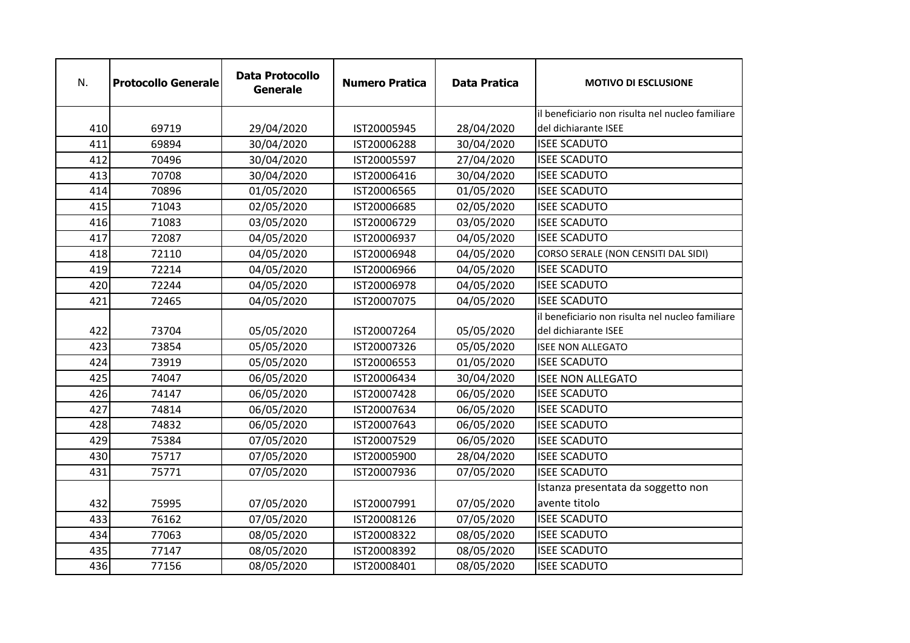| N. | Protocollo Generale | Data Protocollo Generale | Numero Pratica | Data Pratica | MOTIVO DI ESCLUSIONE |
|---|---|---|---|---|---|
| 410 | 69719 | 29/04/2020 | IST20005945 | 28/04/2020 | il beneficiario non risulta nel nucleo familiare del dichiarante ISEE |
| 411 | 69894 | 30/04/2020 | IST20006288 | 30/04/2020 | ISEE SCADUTO |
| 412 | 70496 | 30/04/2020 | IST20005597 | 27/04/2020 | ISEE SCADUTO |
| 413 | 70708 | 30/04/2020 | IST20006416 | 30/04/2020 | ISEE SCADUTO |
| 414 | 70896 | 01/05/2020 | IST20006565 | 01/05/2020 | ISEE SCADUTO |
| 415 | 71043 | 02/05/2020 | IST20006685 | 02/05/2020 | ISEE SCADUTO |
| 416 | 71083 | 03/05/2020 | IST20006729 | 03/05/2020 | ISEE SCADUTO |
| 417 | 72087 | 04/05/2020 | IST20006937 | 04/05/2020 | ISEE SCADUTO |
| 418 | 72110 | 04/05/2020 | IST20006948 | 04/05/2020 | CORSO SERALE (NON CENSITI DAL SIDI) |
| 419 | 72214 | 04/05/2020 | IST20006966 | 04/05/2020 | ISEE SCADUTO |
| 420 | 72244 | 04/05/2020 | IST20006978 | 04/05/2020 | ISEE SCADUTO |
| 421 | 72465 | 04/05/2020 | IST20007075 | 04/05/2020 | ISEE SCADUTO |
| 422 | 73704 | 05/05/2020 | IST20007264 | 05/05/2020 | il beneficiario non risulta nel nucleo familiare del dichiarante ISEE |
| 423 | 73854 | 05/05/2020 | IST20007326 | 05/05/2020 | ISEE NON ALLEGATO |
| 424 | 73919 | 05/05/2020 | IST20006553 | 01/05/2020 | ISEE SCADUTO |
| 425 | 74047 | 06/05/2020 | IST20006434 | 30/04/2020 | ISEE NON ALLEGATO |
| 426 | 74147 | 06/05/2020 | IST20007428 | 06/05/2020 | ISEE SCADUTO |
| 427 | 74814 | 06/05/2020 | IST20007634 | 06/05/2020 | ISEE SCADUTO |
| 428 | 74832 | 06/05/2020 | IST20007643 | 06/05/2020 | ISEE SCADUTO |
| 429 | 75384 | 07/05/2020 | IST20007529 | 06/05/2020 | ISEE SCADUTO |
| 430 | 75717 | 07/05/2020 | IST20005900 | 28/04/2020 | ISEE SCADUTO |
| 431 | 75771 | 07/05/2020 | IST20007936 | 07/05/2020 | ISEE SCADUTO |
| 432 | 75995 | 07/05/2020 | IST20007991 | 07/05/2020 | Istanza presentata da soggetto non avente titolo |
| 433 | 76162 | 07/05/2020 | IST20008126 | 07/05/2020 | ISEE SCADUTO |
| 434 | 77063 | 08/05/2020 | IST20008322 | 08/05/2020 | ISEE SCADUTO |
| 435 | 77147 | 08/05/2020 | IST20008392 | 08/05/2020 | ISEE SCADUTO |
| 436 | 77156 | 08/05/2020 | IST20008401 | 08/05/2020 | ISEE SCADUTO |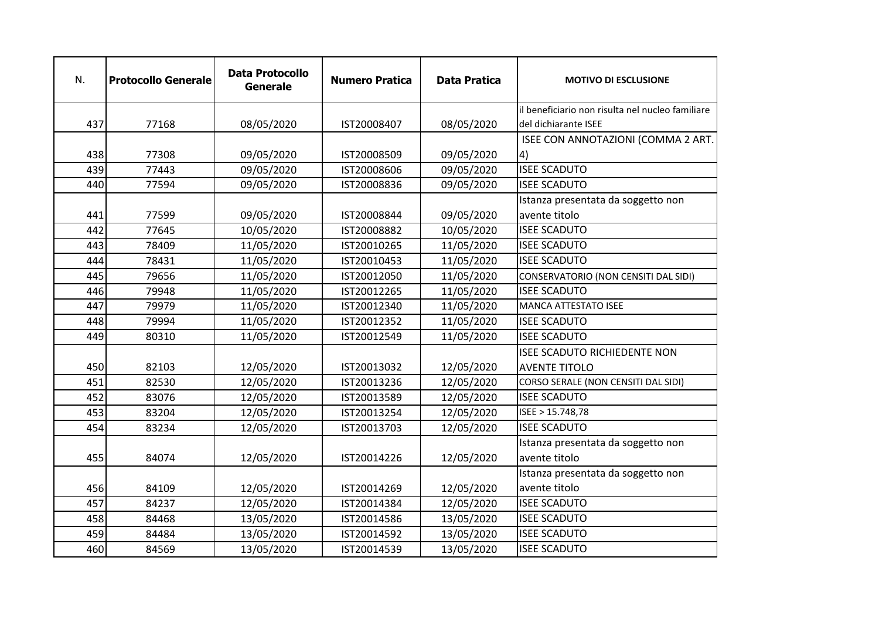| N. | Protocollo Generale | Data Protocollo Generale | Numero Pratica | Data Pratica | MOTIVO DI ESCLUSIONE |
|---|---|---|---|---|---|
| 437 | 77168 | 08/05/2020 | IST20008407 | 08/05/2020 | il beneficiario non risulta nel nucleo familiare del dichiarante ISEE |
| 438 | 77308 | 09/05/2020 | IST20008509 | 09/05/2020 | ISEE CON ANNOTAZIONI (COMMA 2 ART. 4) |
| 439 | 77443 | 09/05/2020 | IST20008606 | 09/05/2020 | ISEE SCADUTO |
| 440 | 77594 | 09/05/2020 | IST20008836 | 09/05/2020 | ISEE SCADUTO |
| 441 | 77599 | 09/05/2020 | IST20008844 | 09/05/2020 | Istanza presentata da soggetto non avente titolo |
| 442 | 77645 | 10/05/2020 | IST20008882 | 10/05/2020 | ISEE SCADUTO |
| 443 | 78409 | 11/05/2020 | IST20010265 | 11/05/2020 | ISEE SCADUTO |
| 444 | 78431 | 11/05/2020 | IST20010453 | 11/05/2020 | ISEE SCADUTO |
| 445 | 79656 | 11/05/2020 | IST20012050 | 11/05/2020 | CONSERVATORIO (NON CENSITI DAL SIDI) |
| 446 | 79948 | 11/05/2020 | IST20012265 | 11/05/2020 | ISEE SCADUTO |
| 447 | 79979 | 11/05/2020 | IST20012340 | 11/05/2020 | MANCA ATTESTATO ISEE |
| 448 | 79994 | 11/05/2020 | IST20012352 | 11/05/2020 | ISEE SCADUTO |
| 449 | 80310 | 11/05/2020 | IST20012549 | 11/05/2020 | ISEE SCADUTO |
| 450 | 82103 | 12/05/2020 | IST20013032 | 12/05/2020 | ISEE SCADUTO RICHIEDENTE NON AVENTE TITOLO |
| 451 | 82530 | 12/05/2020 | IST20013236 | 12/05/2020 | CORSO SERALE (NON CENSITI DAL SIDI) |
| 452 | 83076 | 12/05/2020 | IST20013589 | 12/05/2020 | ISEE SCADUTO |
| 453 | 83204 | 12/05/2020 | IST20013254 | 12/05/2020 | ISEE > 15.748,78 |
| 454 | 83234 | 12/05/2020 | IST20013703 | 12/05/2020 | ISEE SCADUTO |
| 455 | 84074 | 12/05/2020 | IST20014226 | 12/05/2020 | Istanza presentata da soggetto non avente titolo |
| 456 | 84109 | 12/05/2020 | IST20014269 | 12/05/2020 | Istanza presentata da soggetto non avente titolo |
| 457 | 84237 | 12/05/2020 | IST20014384 | 12/05/2020 | ISEE SCADUTO |
| 458 | 84468 | 13/05/2020 | IST20014586 | 13/05/2020 | ISEE SCADUTO |
| 459 | 84484 | 13/05/2020 | IST20014592 | 13/05/2020 | ISEE SCADUTO |
| 460 | 84569 | 13/05/2020 | IST20014539 | 13/05/2020 | ISEE SCADUTO |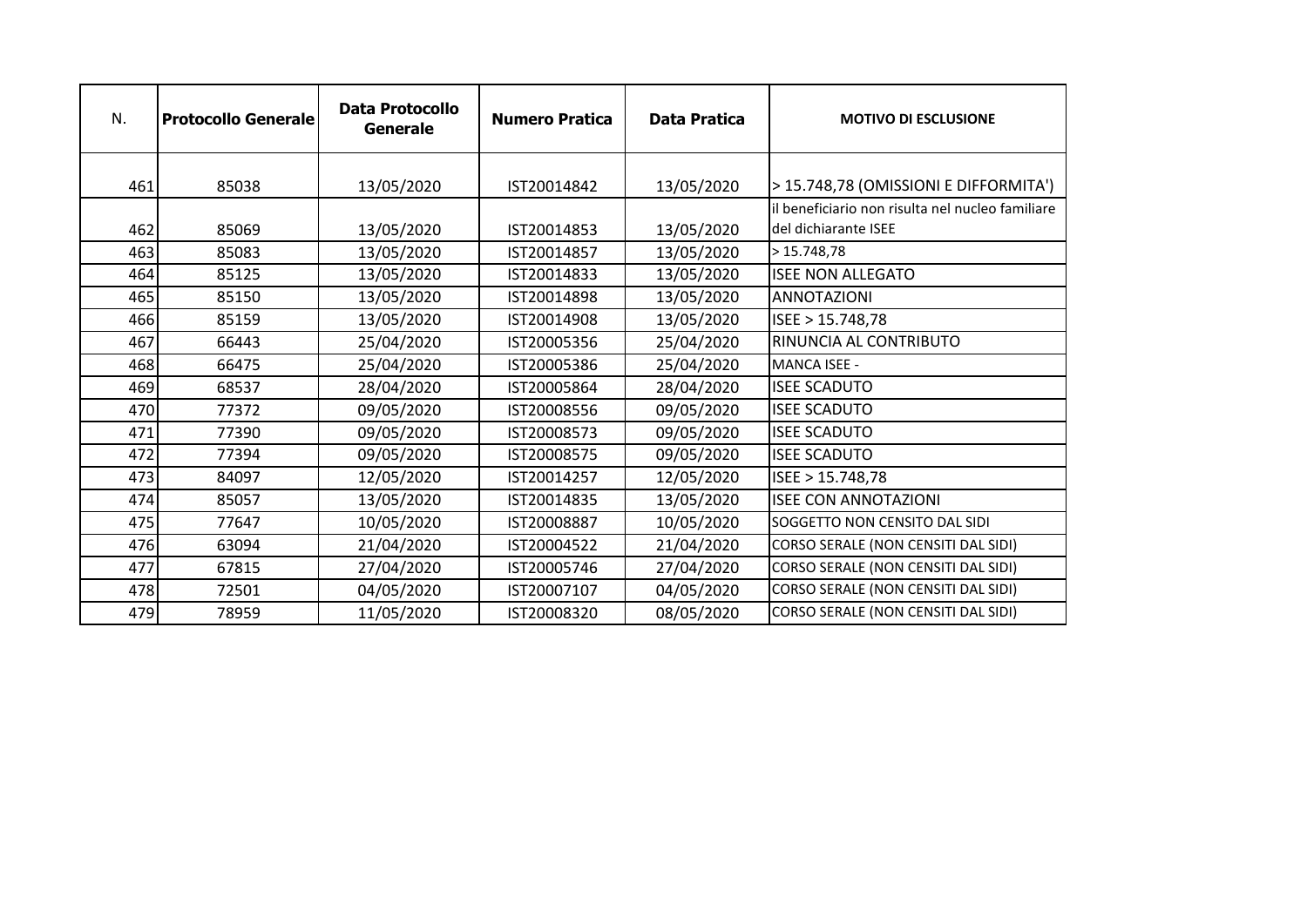| N. | Protocollo Generale | Data Protocollo Generale | Numero Pratica | Data Pratica | MOTIVO DI ESCLUSIONE |
|---|---|---|---|---|---|
| 461 | 85038 | 13/05/2020 | IST20014842 | 13/05/2020 | > 15.748,78 (OMISSIONI E DIFFORMITA') |
| 462 | 85069 | 13/05/2020 | IST20014853 | 13/05/2020 | il beneficiario non risulta nel nucleo familiare del dichiarante ISEE |
| 463 | 85083 | 13/05/2020 | IST20014857 | 13/05/2020 | > 15.748,78 |
| 464 | 85125 | 13/05/2020 | IST20014833 | 13/05/2020 | ISEE NON ALLEGATO |
| 465 | 85150 | 13/05/2020 | IST20014898 | 13/05/2020 | ANNOTAZIONI |
| 466 | 85159 | 13/05/2020 | IST20014908 | 13/05/2020 | ISEE > 15.748,78 |
| 467 | 66443 | 25/04/2020 | IST20005356 | 25/04/2020 | RINUNCIA AL CONTRIBUTO |
| 468 | 66475 | 25/04/2020 | IST20005386 | 25/04/2020 | MANCA ISEE - |
| 469 | 68537 | 28/04/2020 | IST20005864 | 28/04/2020 | ISEE SCADUTO |
| 470 | 77372 | 09/05/2020 | IST20008556 | 09/05/2020 | ISEE SCADUTO |
| 471 | 77390 | 09/05/2020 | IST20008573 | 09/05/2020 | ISEE SCADUTO |
| 472 | 77394 | 09/05/2020 | IST20008575 | 09/05/2020 | ISEE SCADUTO |
| 473 | 84097 | 12/05/2020 | IST20014257 | 12/05/2020 | ISEE > 15.748,78 |
| 474 | 85057 | 13/05/2020 | IST20014835 | 13/05/2020 | ISEE CON ANNOTAZIONI |
| 475 | 77647 | 10/05/2020 | IST20008887 | 10/05/2020 | SOGGETTO NON CENSITO DAL SIDI |
| 476 | 63094 | 21/04/2020 | IST20004522 | 21/04/2020 | CORSO SERALE (NON CENSITI DAL SIDI) |
| 477 | 67815 | 27/04/2020 | IST20005746 | 27/04/2020 | CORSO SERALE (NON CENSITI DAL SIDI) |
| 478 | 72501 | 04/05/2020 | IST20007107 | 04/05/2020 | CORSO SERALE (NON CENSITI DAL SIDI) |
| 479 | 78959 | 11/05/2020 | IST20008320 | 08/05/2020 | CORSO SERALE (NON CENSITI DAL SIDI) |